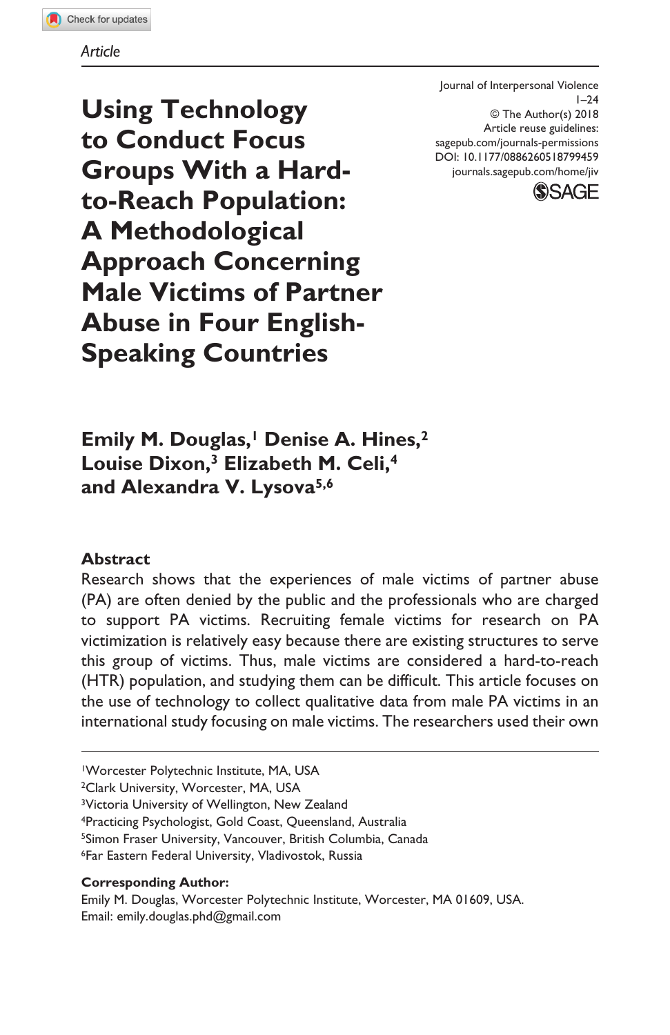Article

Journal of Interpersonal Violence
© The Author(s) 2018
Article reuse guidelines:
sagepub.com/journals-permissions
DOI: 10.1177/0886260518799459
journals.sagepub.com/home/jiv

# Using Technology to Conduct Focus Groups With a Hard-to-Reach Population: A Methodological Approach Concerning Male Victims of Partner Abuse in Four English-Speaking Countries

**Emily M. Douglas,[1] Denise A. Hines,[2] Louise Dixon,[3] Elizabeth M. Celi,[4] and Alexandra V. Lysova[5,6]**

## Abstract

Research shows that the experiences of male victims of partner abuse (PA) are often denied by the public and the professionals who are charged to support PA victims. Recruiting female victims for research on PA victimization is relatively easy because there are existing structures to serve this group of victims. Thus, male victims are considered a hard-to-reach (HTR) population, and studying them can be difficult. This article focuses on the use of technology to collect qualitative data from male PA victims in an international study focusing on male victims. The researchers used their own

[1]Worcester Polytechnic Institute, MA, USA
[2]Clark University, Worcester, MA, USA
[3]Victoria University of Wellington, New Zealand
[4]Practicing Psychologist, Gold Coast, Queensland, Australia
[5]Simon Fraser University, Vancouver, British Columbia, Canada
[6]Far Eastern Federal University, Vladivostok, Russia

**Corresponding Author:**
Emily M. Douglas, Worcester Polytechnic Institute, Worcester, MA 01609, USA.
Email: emily.douglas.phd@gmail.com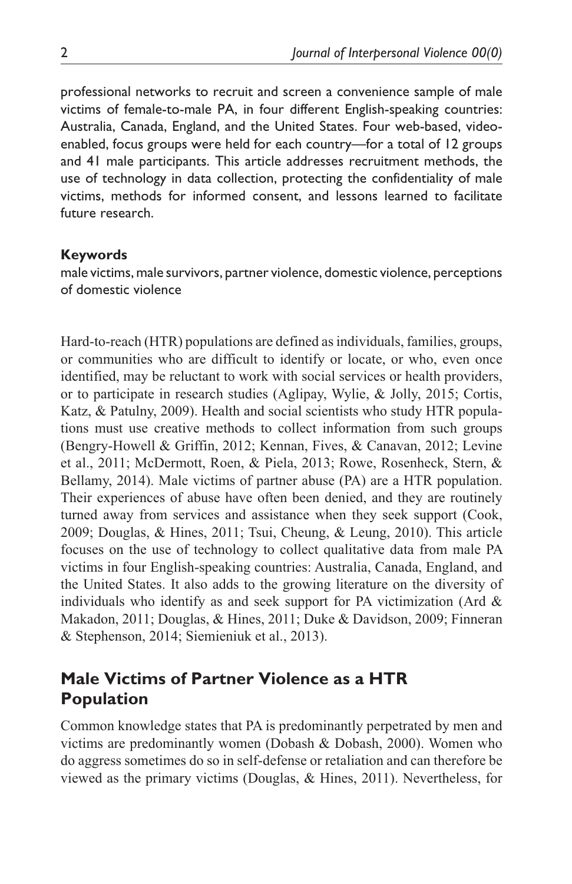professional networks to recruit and screen a convenience sample of male victims of female-to-male PA, in four different English-speaking countries: Australia, Canada, England, and the United States. Four web-based, video-enabled, focus groups were held for each country—for a total of 12 groups and 41 male participants. This article addresses recruitment methods, the use of technology in data collection, protecting the confidentiality of male victims, methods for informed consent, and lessons learned to facilitate future research.

**Keywords**

male victims, male survivors, partner violence, domestic violence, perceptions of domestic violence

Hard-to-reach (HTR) populations are defined as individuals, families, groups, or communities who are difficult to identify or locate, or who, even once identified, may be reluctant to work with social services or health providers, or to participate in research studies (Aglipay, Wylie, & Jolly, 2015; Cortis, Katz, & Patulny, 2009). Health and social scientists who study HTR populations must use creative methods to collect information from such groups (Bengry-Howell & Griffin, 2012; Kennan, Fives, & Canavan, 2012; Levine et al., 2011; McDermott, Roen, & Piela, 2013; Rowe, Rosenheck, Stern, & Bellamy, 2014). Male victims of partner abuse (PA) are a HTR population. Their experiences of abuse have often been denied, and they are routinely turned away from services and assistance when they seek support (Cook, 2009; Douglas, & Hines, 2011; Tsui, Cheung, & Leung, 2010). This article focuses on the use of technology to collect qualitative data from male PA victims in four English-speaking countries: Australia, Canada, England, and the United States. It also adds to the growing literature on the diversity of individuals who identify as and seek support for PA victimization (Ard & Makadon, 2011; Douglas, & Hines, 2011; Duke & Davidson, 2009; Finneran & Stephenson, 2014; Siemieniuk et al., 2013).

## Male Victims of Partner Violence as a HTR Population

Common knowledge states that PA is predominantly perpetrated by men and victims are predominantly women (Dobash & Dobash, 2000). Women who do aggress sometimes do so in self-defense or retaliation and can therefore be viewed as the primary victims (Douglas, & Hines, 2011). Nevertheless, for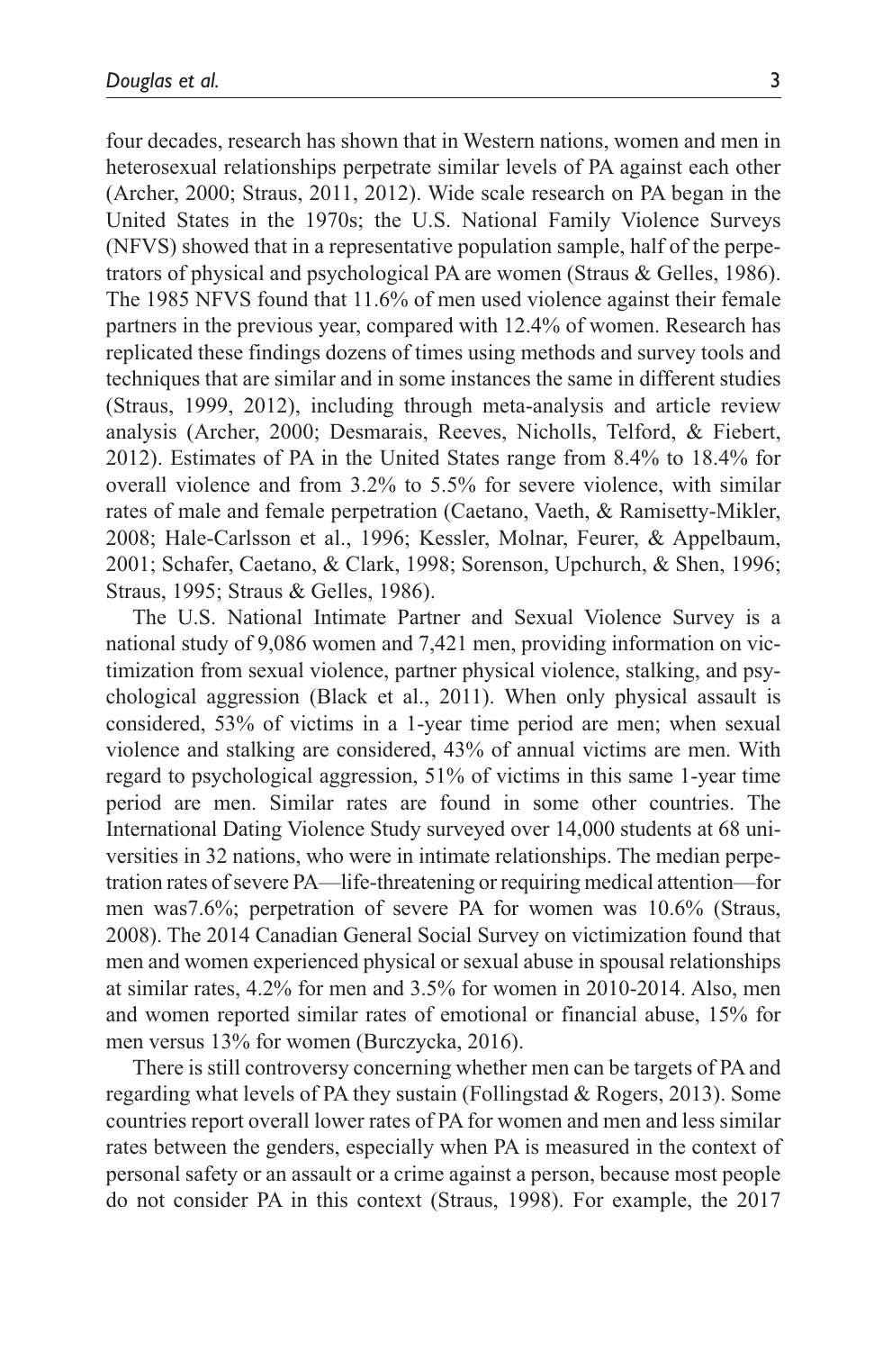four decades, research has shown that in Western nations, women and men in heterosexual relationships perpetrate similar levels of PA against each other (Archer, 2000; Straus, 2011, 2012). Wide scale research on PA began in the United States in the 1970s; the U.S. National Family Violence Surveys (NFVS) showed that in a representative population sample, half of the perpetrators of physical and psychological PA are women (Straus & Gelles, 1986). The 1985 NFVS found that 11.6% of men used violence against their female partners in the previous year, compared with 12.4% of women. Research has replicated these findings dozens of times using methods and survey tools and techniques that are similar and in some instances the same in different studies (Straus, 1999, 2012), including through meta-analysis and article review analysis (Archer, 2000; Desmarais, Reeves, Nicholls, Telford, & Fiebert, 2012). Estimates of PA in the United States range from 8.4% to 18.4% for overall violence and from 3.2% to 5.5% for severe violence, with similar rates of male and female perpetration (Caetano, Vaeth, & Ramisetty-Mikler, 2008; Hale-Carlsson et al., 1996; Kessler, Molnar, Feurer, & Appelbaum, 2001; Schafer, Caetano, & Clark, 1998; Sorenson, Upchurch, & Shen, 1996; Straus, 1995; Straus & Gelles, 1986).

The U.S. National Intimate Partner and Sexual Violence Survey is a national study of 9,086 women and 7,421 men, providing information on victimization from sexual violence, partner physical violence, stalking, and psychological aggression (Black et al., 2011). When only physical assault is considered, 53% of victims in a 1-year time period are men; when sexual violence and stalking are considered, 43% of annual victims are men. With regard to psychological aggression, 51% of victims in this same 1-year time period are men. Similar rates are found in some other countries. The International Dating Violence Study surveyed over 14,000 students at 68 universities in 32 nations, who were in intimate relationships. The median perpetration rates of severe PA—life-threatening or requiring medical attention—for men was7.6%; perpetration of severe PA for women was 10.6% (Straus, 2008). The 2014 Canadian General Social Survey on victimization found that men and women experienced physical or sexual abuse in spousal relationships at similar rates, 4.2% for men and 3.5% for women in 2010-2014. Also, men and women reported similar rates of emotional or financial abuse, 15% for men versus 13% for women (Burczycka, 2016).

There is still controversy concerning whether men can be targets of PA and regarding what levels of PA they sustain (Follingstad & Rogers, 2013). Some countries report overall lower rates of PA for women and men and less similar rates between the genders, especially when PA is measured in the context of personal safety or an assault or a crime against a person, because most people do not consider PA in this context (Straus, 1998). For example, the 2017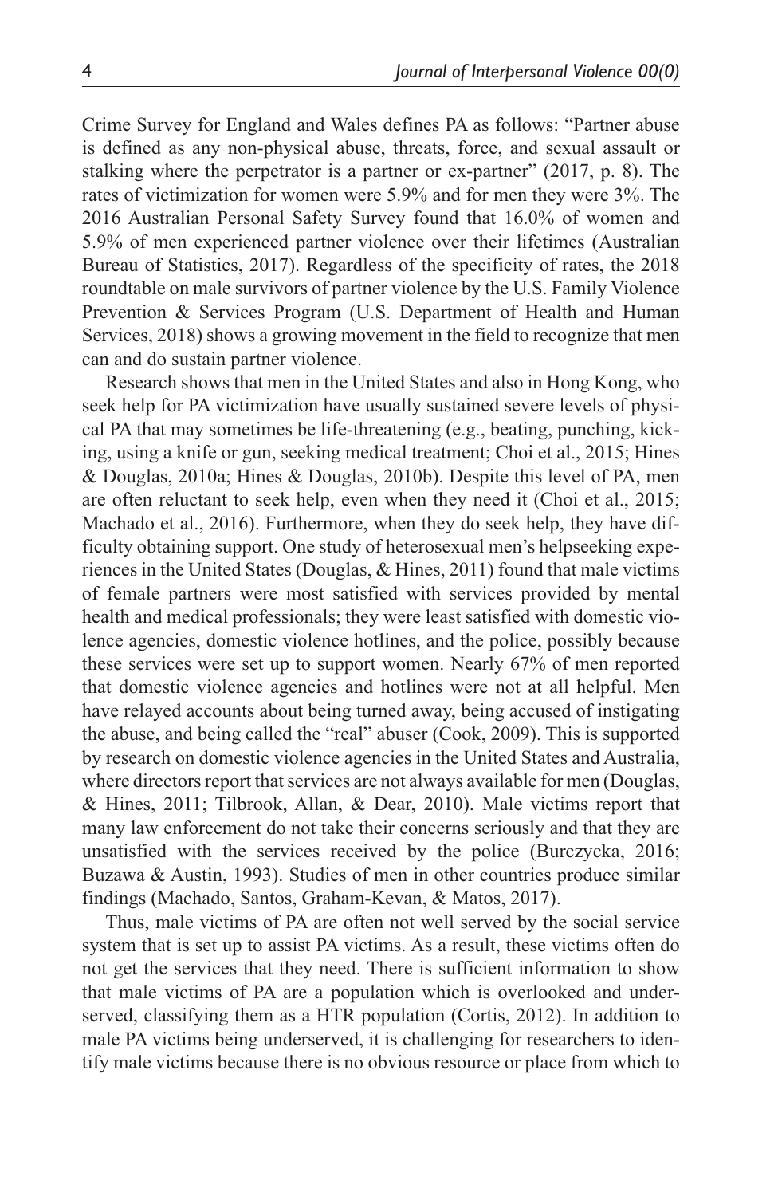Crime Survey for England and Wales defines PA as follows: "Partner abuse is defined as any non-physical abuse, threats, force, and sexual assault or stalking where the perpetrator is a partner or ex-partner" (2017, p. 8). The rates of victimization for women were 5.9% and for men they were 3%. The 2016 Australian Personal Safety Survey found that 16.0% of women and 5.9% of men experienced partner violence over their lifetimes (Australian Bureau of Statistics, 2017). Regardless of the specificity of rates, the 2018 roundtable on male survivors of partner violence by the U.S. Family Violence Prevention & Services Program (U.S. Department of Health and Human Services, 2018) shows a growing movement in the field to recognize that men can and do sustain partner violence.

Research shows that men in the United States and also in Hong Kong, who seek help for PA victimization have usually sustained severe levels of physical PA that may sometimes be life-threatening (e.g., beating, punching, kicking, using a knife or gun, seeking medical treatment; Choi et al., 2015; Hines & Douglas, 2010a; Hines & Douglas, 2010b). Despite this level of PA, men are often reluctant to seek help, even when they need it (Choi et al., 2015; Machado et al., 2016). Furthermore, when they do seek help, they have difficulty obtaining support. One study of heterosexual men's helpseeking experiences in the United States (Douglas, & Hines, 2011) found that male victims of female partners were most satisfied with services provided by mental health and medical professionals; they were least satisfied with domestic violence agencies, domestic violence hotlines, and the police, possibly because these services were set up to support women. Nearly 67% of men reported that domestic violence agencies and hotlines were not at all helpful. Men have relayed accounts about being turned away, being accused of instigating the abuse, and being called the "real" abuser (Cook, 2009). This is supported by research on domestic violence agencies in the United States and Australia, where directors report that services are not always available for men (Douglas, & Hines, 2011; Tilbrook, Allan, & Dear, 2010). Male victims report that many law enforcement do not take their concerns seriously and that they are unsatisfied with the services received by the police (Burczycka, 2016; Buzawa & Austin, 1993). Studies of men in other countries produce similar findings (Machado, Santos, Graham-Kevan, & Matos, 2017).

Thus, male victims of PA are often not well served by the social service system that is set up to assist PA victims. As a result, these victims often do not get the services that they need. There is sufficient information to show that male victims of PA are a population which is overlooked and underserved, classifying them as a HTR population (Cortis, 2012). In addition to male PA victims being underserved, it is challenging for researchers to identify male victims because there is no obvious resource or place from which to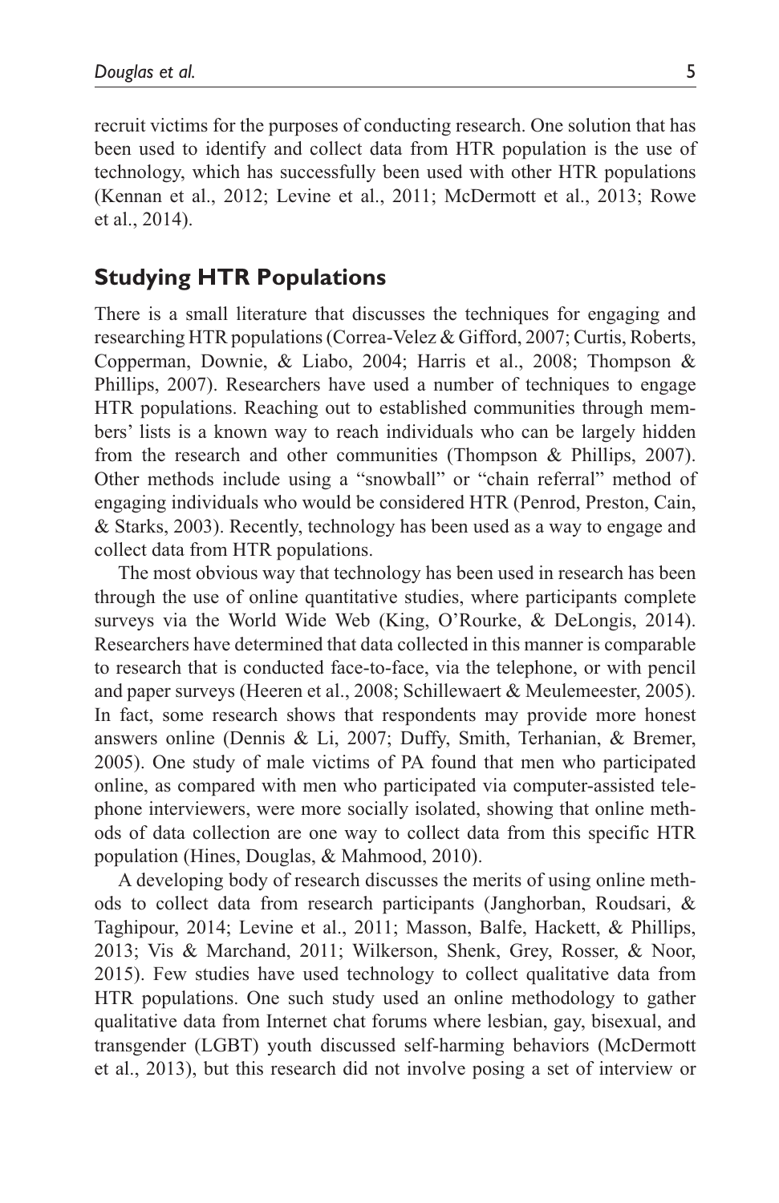recruit victims for the purposes of conducting research. One solution that has been used to identify and collect data from HTR population is the use of technology, which has successfully been used with other HTR populations (Kennan et al., 2012; Levine et al., 2011; McDermott et al., 2013; Rowe et al., 2014).

## Studying HTR Populations

There is a small literature that discusses the techniques for engaging and researching HTR populations (Correa-Velez & Gifford, 2007; Curtis, Roberts, Copperman, Downie, & Liabo, 2004; Harris et al., 2008; Thompson & Phillips, 2007). Researchers have used a number of techniques to engage HTR populations. Reaching out to established communities through members' lists is a known way to reach individuals who can be largely hidden from the research and other communities (Thompson & Phillips, 2007). Other methods include using a "snowball" or "chain referral" method of engaging individuals who would be considered HTR (Penrod, Preston, Cain, & Starks, 2003). Recently, technology has been used as a way to engage and collect data from HTR populations.

The most obvious way that technology has been used in research has been through the use of online quantitative studies, where participants complete surveys via the World Wide Web (King, O'Rourke, & DeLongis, 2014). Researchers have determined that data collected in this manner is comparable to research that is conducted face-to-face, via the telephone, or with pencil and paper surveys (Heeren et al., 2008; Schillewaert & Meulemeester, 2005). In fact, some research shows that respondents may provide more honest answers online (Dennis & Li, 2007; Duffy, Smith, Terhanian, & Bremer, 2005). One study of male victims of PA found that men who participated online, as compared with men who participated via computer-assisted telephone interviewers, were more socially isolated, showing that online methods of data collection are one way to collect data from this specific HTR population (Hines, Douglas, & Mahmood, 2010).

A developing body of research discusses the merits of using online methods to collect data from research participants (Janghorban, Roudsari, & Taghipour, 2014; Levine et al., 2011; Masson, Balfe, Hackett, & Phillips, 2013; Vis & Marchand, 2011; Wilkerson, Shenk, Grey, Rosser, & Noor, 2015). Few studies have used technology to collect qualitative data from HTR populations. One such study used an online methodology to gather qualitative data from Internet chat forums where lesbian, gay, bisexual, and transgender (LGBT) youth discussed self-harming behaviors (McDermott et al., 2013), but this research did not involve posing a set of interview or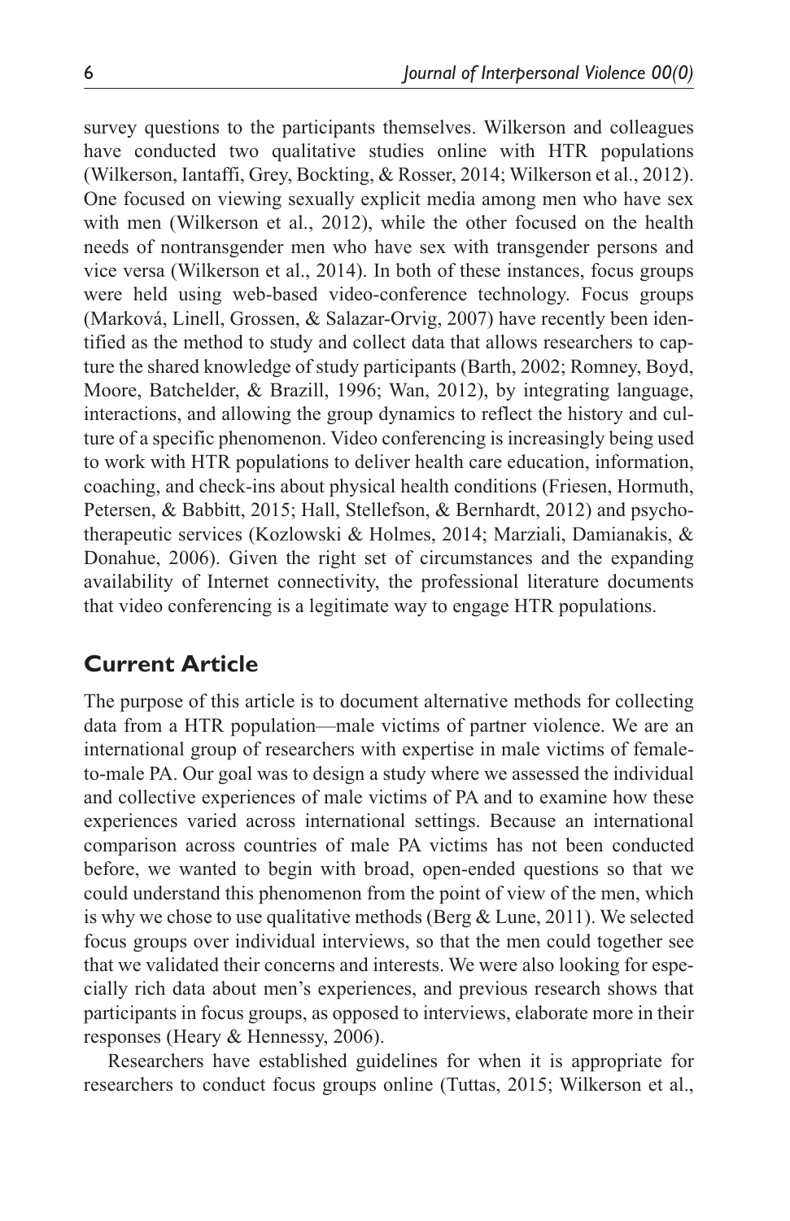survey questions to the participants themselves. Wilkerson and colleagues have conducted two qualitative studies online with HTR populations (Wilkerson, Iantaffi, Grey, Bockting, & Rosser, 2014; Wilkerson et al., 2012). One focused on viewing sexually explicit media among men who have sex with men (Wilkerson et al., 2012), while the other focused on the health needs of nontransgender men who have sex with transgender persons and vice versa (Wilkerson et al., 2014). In both of these instances, focus groups were held using web-based video-conference technology. Focus groups (Marková, Linell, Grossen, & Salazar-Orvig, 2007) have recently been identified as the method to study and collect data that allows researchers to capture the shared knowledge of study participants (Barth, 2002; Romney, Boyd, Moore, Batchelder, & Brazill, 1996; Wan, 2012), by integrating language, interactions, and allowing the group dynamics to reflect the history and culture of a specific phenomenon. Video conferencing is increasingly being used to work with HTR populations to deliver health care education, information, coaching, and check-ins about physical health conditions (Friesen, Hormuth, Petersen, & Babbitt, 2015; Hall, Stellefson, & Bernhardt, 2012) and psychotherapeutic services (Kozlowski & Holmes, 2014; Marziali, Damianakis, & Donahue, 2006). Given the right set of circumstances and the expanding availability of Internet connectivity, the professional literature documents that video conferencing is a legitimate way to engage HTR populations.

## Current Article

The purpose of this article is to document alternative methods for collecting data from a HTR population—male victims of partner violence. We are an international group of researchers with expertise in male victims of female-to-male PA. Our goal was to design a study where we assessed the individual and collective experiences of male victims of PA and to examine how these experiences varied across international settings. Because an international comparison across countries of male PA victims has not been conducted before, we wanted to begin with broad, open-ended questions so that we could understand this phenomenon from the point of view of the men, which is why we chose to use qualitative methods (Berg & Lune, 2011). We selected focus groups over individual interviews, so that the men could together see that we validated their concerns and interests. We were also looking for especially rich data about men's experiences, and previous research shows that participants in focus groups, as opposed to interviews, elaborate more in their responses (Heary & Hennessy, 2006).

Researchers have established guidelines for when it is appropriate for researchers to conduct focus groups online (Tuttas, 2015; Wilkerson et al.,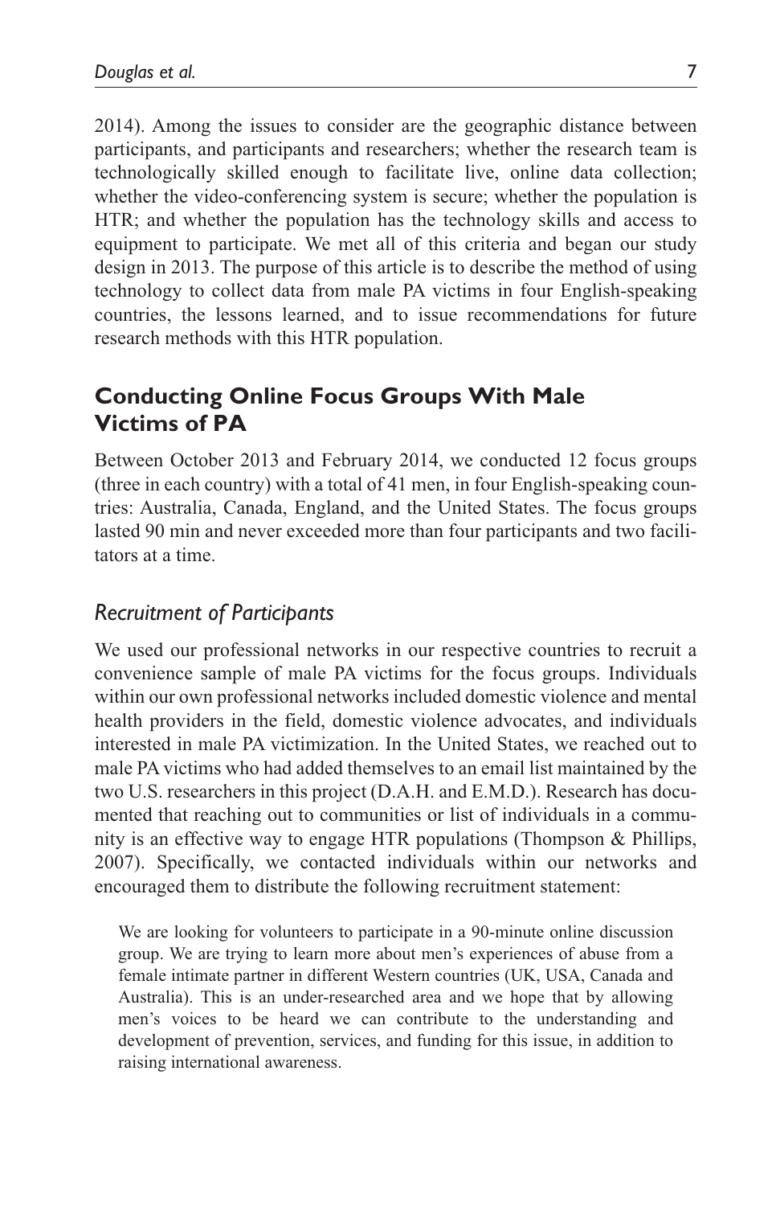2014). Among the issues to consider are the geographic distance between participants, and participants and researchers; whether the research team is technologically skilled enough to facilitate live, online data collection; whether the video-conferencing system is secure; whether the population is HTR; and whether the population has the technology skills and access to equipment to participate. We met all of this criteria and began our study design in 2013. The purpose of this article is to describe the method of using technology to collect data from male PA victims in four English-speaking countries, the lessons learned, and to issue recommendations for future research methods with this HTR population.

## Conducting Online Focus Groups With Male Victims of PA

Between October 2013 and February 2014, we conducted 12 focus groups (three in each country) with a total of 41 men, in four English-speaking countries: Australia, Canada, England, and the United States. The focus groups lasted 90 min and never exceeded more than four participants and two facilitators at a time.

### *Recruitment of Participants*

We used our professional networks in our respective countries to recruit a convenience sample of male PA victims for the focus groups. Individuals within our own professional networks included domestic violence and mental health providers in the field, domestic violence advocates, and individuals interested in male PA victimization. In the United States, we reached out to male PA victims who had added themselves to an email list maintained by the two U.S. researchers in this project (D.A.H. and E.M.D.). Research has documented that reaching out to communities or list of individuals in a community is an effective way to engage HTR populations (Thompson & Phillips, 2007). Specifically, we contacted individuals within our networks and encouraged them to distribute the following recruitment statement:

> We are looking for volunteers to participate in a 90-minute online discussion group. We are trying to learn more about men's experiences of abuse from a female intimate partner in different Western countries (UK, USA, Canada and Australia). This is an under-researched area and we hope that by allowing men's voices to be heard we can contribute to the understanding and development of prevention, services, and funding for this issue, in addition to raising international awareness.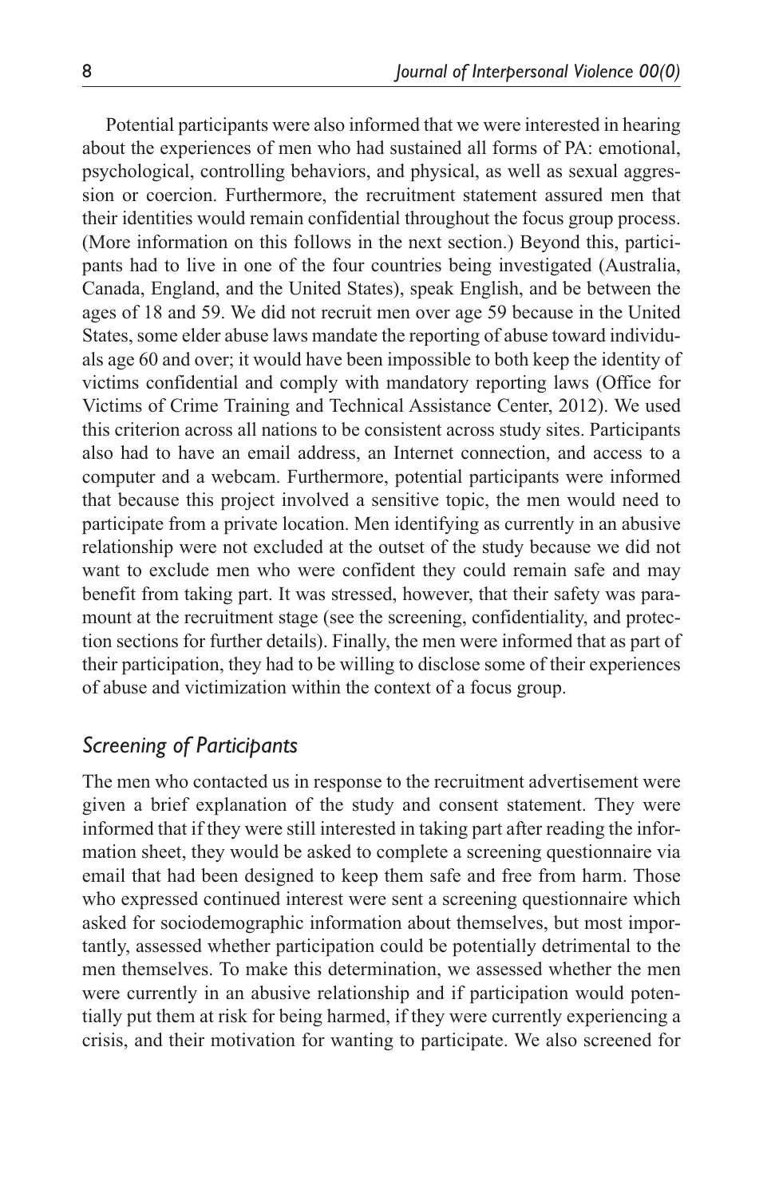Potential participants were also informed that we were interested in hearing about the experiences of men who had sustained all forms of PA: emotional, psychological, controlling behaviors, and physical, as well as sexual aggression or coercion. Furthermore, the recruitment statement assured men that their identities would remain confidential throughout the focus group process. (More information on this follows in the next section.) Beyond this, participants had to live in one of the four countries being investigated (Australia, Canada, England, and the United States), speak English, and be between the ages of 18 and 59. We did not recruit men over age 59 because in the United States, some elder abuse laws mandate the reporting of abuse toward individuals age 60 and over; it would have been impossible to both keep the identity of victims confidential and comply with mandatory reporting laws (Office for Victims of Crime Training and Technical Assistance Center, 2012). We used this criterion across all nations to be consistent across study sites. Participants also had to have an email address, an Internet connection, and access to a computer and a webcam. Furthermore, potential participants were informed that because this project involved a sensitive topic, the men would need to participate from a private location. Men identifying as currently in an abusive relationship were not excluded at the outset of the study because we did not want to exclude men who were confident they could remain safe and may benefit from taking part. It was stressed, however, that their safety was paramount at the recruitment stage (see the screening, confidentiality, and protection sections for further details). Finally, the men were informed that as part of their participation, they had to be willing to disclose some of their experiences of abuse and victimization within the context of a focus group.

## *Screening of Participants*

The men who contacted us in response to the recruitment advertisement were given a brief explanation of the study and consent statement. They were informed that if they were still interested in taking part after reading the information sheet, they would be asked to complete a screening questionnaire via email that had been designed to keep them safe and free from harm. Those who expressed continued interest were sent a screening questionnaire which asked for sociodemographic information about themselves, but most importantly, assessed whether participation could be potentially detrimental to the men themselves. To make this determination, we assessed whether the men were currently in an abusive relationship and if participation would potentially put them at risk for being harmed, if they were currently experiencing a crisis, and their motivation for wanting to participate. We also screened for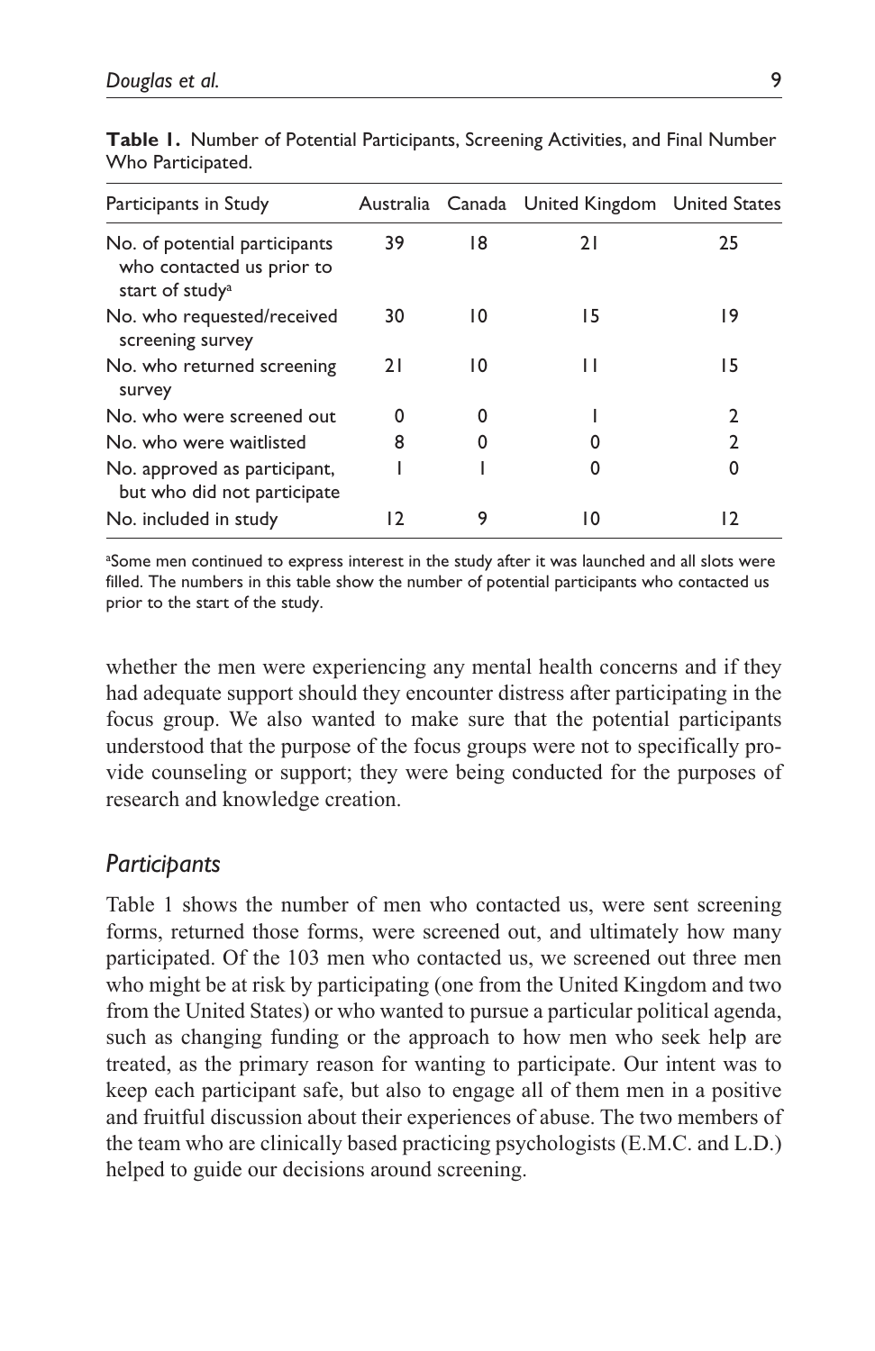**Table 1.** Number of Potential Participants, Screening Activities, and Final Number Who Participated.

| Participants in Study | Australia | Canada | United Kingdom | United States |
|---|---|---|---|---|
| No. of potential participants who contacted us prior to start of study[a] | 39 | 18 | 21 | 25 |
| No. who requested/received screening survey | 30 | 10 | 15 | 19 |
| No. who returned screening survey | 21 | 10 | 11 | 15 |
| No. who were screened out | 0 | 0 | 1 | 2 |
| No. who were waitlisted | 8 | 0 | 0 | 2 |
| No. approved as participant, but who did not participate | 1 | 1 | 0 | 0 |
| No. included in study | 12 | 9 | 10 | 12 |

[a]Some men continued to express interest in the study after it was launched and all slots were filled. The numbers in this table show the number of potential participants who contacted us prior to the start of the study.

whether the men were experiencing any mental health concerns and if they had adequate support should they encounter distress after participating in the focus group. We also wanted to make sure that the potential participants understood that the purpose of the focus groups were not to specifically provide counseling or support; they were being conducted for the purposes of research and knowledge creation.

## *Participants*

Table 1 shows the number of men who contacted us, were sent screening forms, returned those forms, were screened out, and ultimately how many participated. Of the 103 men who contacted us, we screened out three men who might be at risk by participating (one from the United Kingdom and two from the United States) or who wanted to pursue a particular political agenda, such as changing funding or the approach to how men who seek help are treated, as the primary reason for wanting to participate. Our intent was to keep each participant safe, but also to engage all of them men in a positive and fruitful discussion about their experiences of abuse. The two members of the team who are clinically based practicing psychologists (E.M.C. and L.D.) helped to guide our decisions around screening.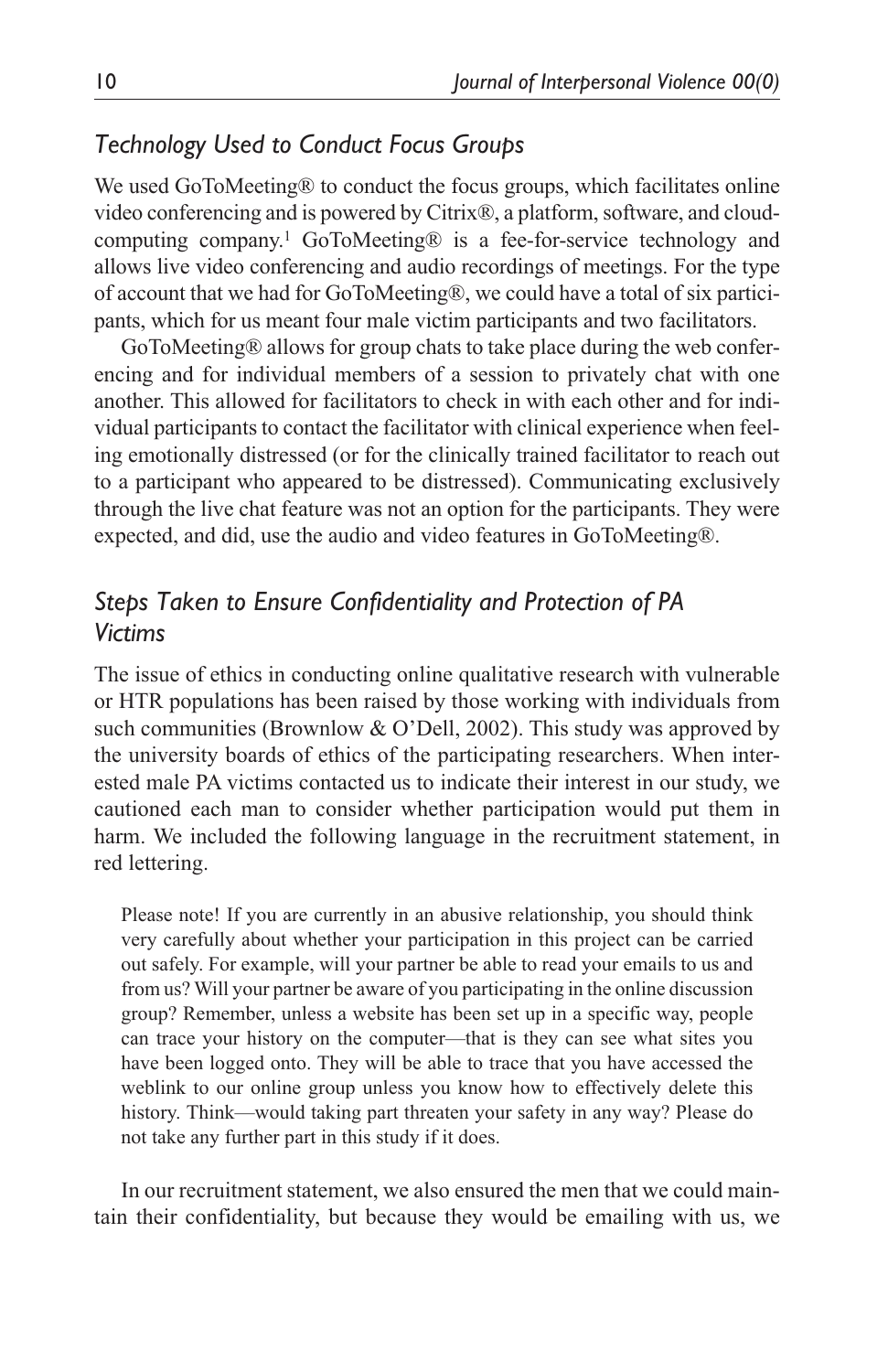## *Technology Used to Conduct Focus Groups*

We used GoToMeeting® to conduct the focus groups, which facilitates online video conferencing and is powered by Citrix®, a platform, software, and cloud-computing company.[1] GoToMeeting® is a fee-for-service technology and allows live video conferencing and audio recordings of meetings. For the type of account that we had for GoToMeeting®, we could have a total of six participants, which for us meant four male victim participants and two facilitators.

GoToMeeting® allows for group chats to take place during the web conferencing and for individual members of a session to privately chat with one another. This allowed for facilitators to check in with each other and for individual participants to contact the facilitator with clinical experience when feeling emotionally distressed (or for the clinically trained facilitator to reach out to a participant who appeared to be distressed). Communicating exclusively through the live chat feature was not an option for the participants. They were expected, and did, use the audio and video features in GoToMeeting®.

## *Steps Taken to Ensure Confidentiality and Protection of PA Victims*

The issue of ethics in conducting online qualitative research with vulnerable or HTR populations has been raised by those working with individuals from such communities (Brownlow & O'Dell, 2002). This study was approved by the university boards of ethics of the participating researchers. When interested male PA victims contacted us to indicate their interest in our study, we cautioned each man to consider whether participation would put them in harm. We included the following language in the recruitment statement, in red lettering.

> Please note! If you are currently in an abusive relationship, you should think very carefully about whether your participation in this project can be carried out safely. For example, will your partner be able to read your emails to us and from us? Will your partner be aware of you participating in the online discussion group? Remember, unless a website has been set up in a specific way, people can trace your history on the computer—that is they can see what sites you have been logged onto. They will be able to trace that you have accessed the weblink to our online group unless you know how to effectively delete this history. Think—would taking part threaten your safety in any way? Please do not take any further part in this study if it does.

In our recruitment statement, we also ensured the men that we could maintain their confidentiality, but because they would be emailing with us, we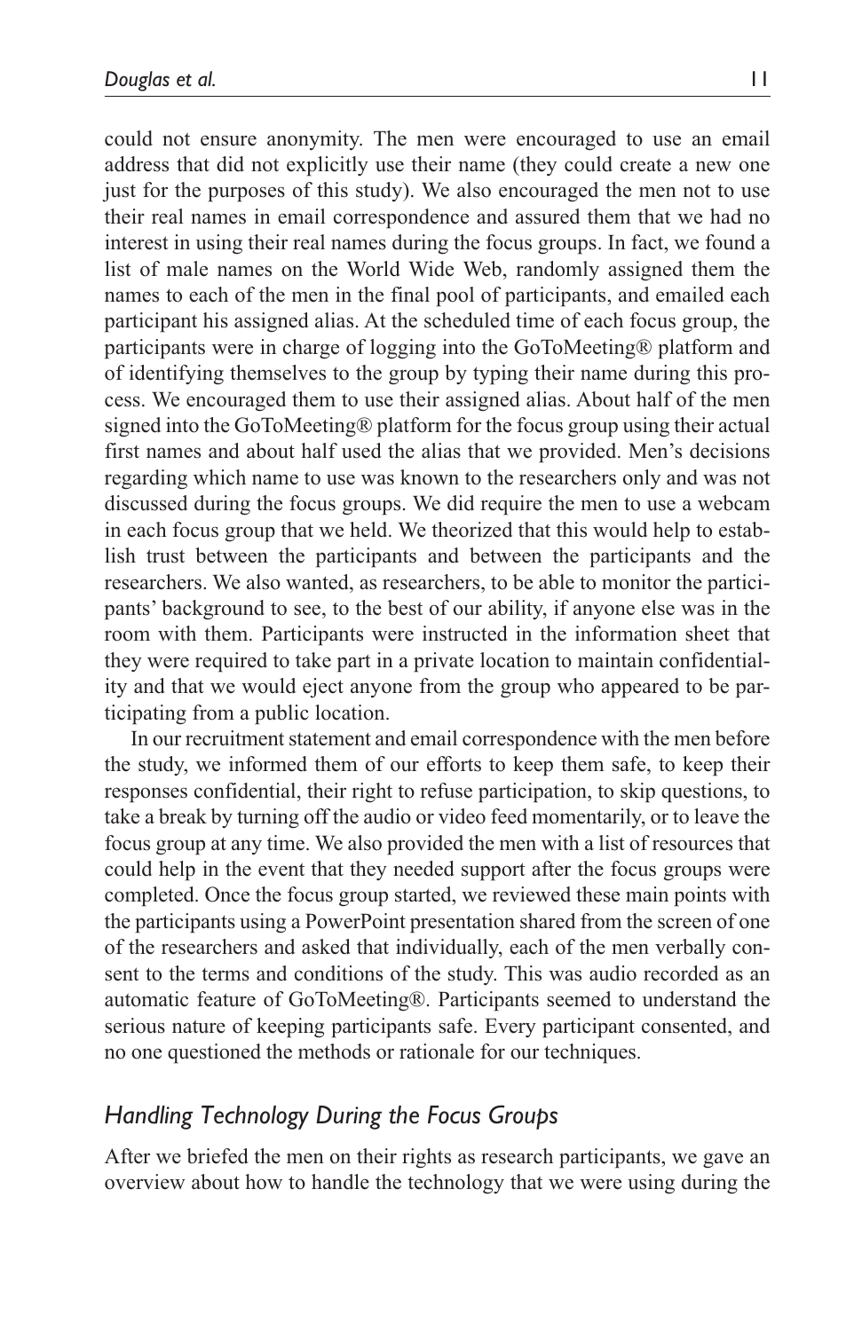could not ensure anonymity. The men were encouraged to use an email address that did not explicitly use their name (they could create a new one just for the purposes of this study). We also encouraged the men not to use their real names in email correspondence and assured them that we had no interest in using their real names during the focus groups. In fact, we found a list of male names on the World Wide Web, randomly assigned them the names to each of the men in the final pool of participants, and emailed each participant his assigned alias. At the scheduled time of each focus group, the participants were in charge of logging into the GoToMeeting® platform and of identifying themselves to the group by typing their name during this process. We encouraged them to use their assigned alias. About half of the men signed into the GoToMeeting® platform for the focus group using their actual first names and about half used the alias that we provided. Men's decisions regarding which name to use was known to the researchers only and was not discussed during the focus groups. We did require the men to use a webcam in each focus group that we held. We theorized that this would help to establish trust between the participants and between the participants and the researchers. We also wanted, as researchers, to be able to monitor the participants' background to see, to the best of our ability, if anyone else was in the room with them. Participants were instructed in the information sheet that they were required to take part in a private location to maintain confidentiality and that we would eject anyone from the group who appeared to be participating from a public location.

In our recruitment statement and email correspondence with the men before the study, we informed them of our efforts to keep them safe, to keep their responses confidential, their right to refuse participation, to skip questions, to take a break by turning off the audio or video feed momentarily, or to leave the focus group at any time. We also provided the men with a list of resources that could help in the event that they needed support after the focus groups were completed. Once the focus group started, we reviewed these main points with the participants using a PowerPoint presentation shared from the screen of one of the researchers and asked that individually, each of the men verbally consent to the terms and conditions of the study. This was audio recorded as an automatic feature of GoToMeeting®. Participants seemed to understand the serious nature of keeping participants safe. Every participant consented, and no one questioned the methods or rationale for our techniques.

### *Handling Technology During the Focus Groups*

After we briefed the men on their rights as research participants, we gave an overview about how to handle the technology that we were using during the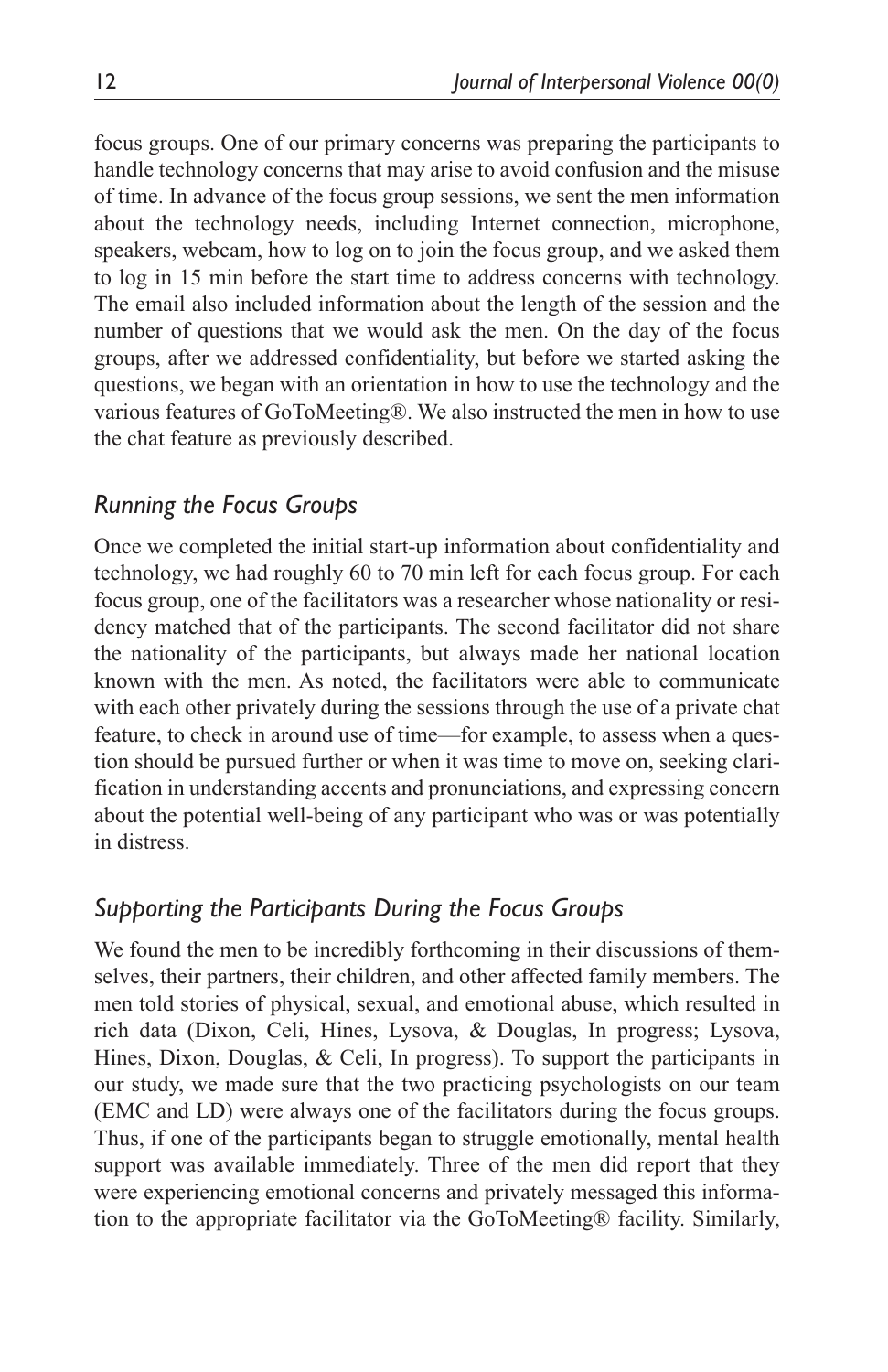focus groups. One of our primary concerns was preparing the participants to handle technology concerns that may arise to avoid confusion and the misuse of time. In advance of the focus group sessions, we sent the men information about the technology needs, including Internet connection, microphone, speakers, webcam, how to log on to join the focus group, and we asked them to log in 15 min before the start time to address concerns with technology. The email also included information about the length of the session and the number of questions that we would ask the men. On the day of the focus groups, after we addressed confidentiality, but before we started asking the questions, we began with an orientation in how to use the technology and the various features of GoToMeeting®. We also instructed the men in how to use the chat feature as previously described.

### *Running the Focus Groups*

Once we completed the initial start-up information about confidentiality and technology, we had roughly 60 to 70 min left for each focus group. For each focus group, one of the facilitators was a researcher whose nationality or residency matched that of the participants. The second facilitator did not share the nationality of the participants, but always made her national location known with the men. As noted, the facilitators were able to communicate with each other privately during the sessions through the use of a private chat feature, to check in around use of time—for example, to assess when a question should be pursued further or when it was time to move on, seeking clarification in understanding accents and pronunciations, and expressing concern about the potential well-being of any participant who was or was potentially in distress.

### *Supporting the Participants During the Focus Groups*

We found the men to be incredibly forthcoming in their discussions of themselves, their partners, their children, and other affected family members. The men told stories of physical, sexual, and emotional abuse, which resulted in rich data (Dixon, Celi, Hines, Lysova, & Douglas, In progress; Lysova, Hines, Dixon, Douglas, & Celi, In progress). To support the participants in our study, we made sure that the two practicing psychologists on our team (EMC and LD) were always one of the facilitators during the focus groups. Thus, if one of the participants began to struggle emotionally, mental health support was available immediately. Three of the men did report that they were experiencing emotional concerns and privately messaged this information to the appropriate facilitator via the GoToMeeting® facility. Similarly,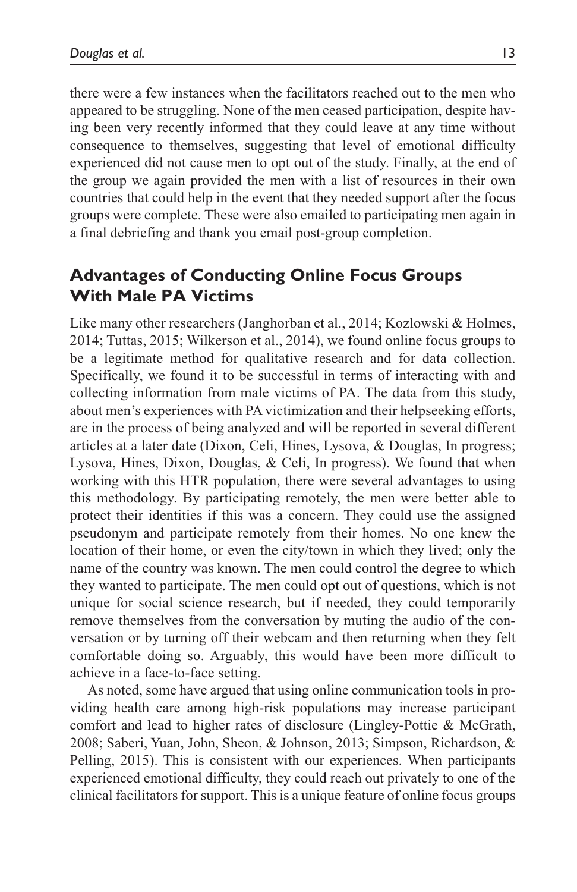there were a few instances when the facilitators reached out to the men who appeared to be struggling. None of the men ceased participation, despite having been very recently informed that they could leave at any time without consequence to themselves, suggesting that level of emotional difficulty experienced did not cause men to opt out of the study. Finally, at the end of the group we again provided the men with a list of resources in their own countries that could help in the event that they needed support after the focus groups were complete. These were also emailed to participating men again in a final debriefing and thank you email post-group completion.

## Advantages of Conducting Online Focus Groups With Male PA Victims

Like many other researchers (Janghorban et al., 2014; Kozlowski & Holmes, 2014; Tuttas, 2015; Wilkerson et al., 2014), we found online focus groups to be a legitimate method for qualitative research and for data collection. Specifically, we found it to be successful in terms of interacting with and collecting information from male victims of PA. The data from this study, about men's experiences with PA victimization and their helpseeking efforts, are in the process of being analyzed and will be reported in several different articles at a later date (Dixon, Celi, Hines, Lysova, & Douglas, In progress; Lysova, Hines, Dixon, Douglas, & Celi, In progress). We found that when working with this HTR population, there were several advantages to using this methodology. By participating remotely, the men were better able to protect their identities if this was a concern. They could use the assigned pseudonym and participate remotely from their homes. No one knew the location of their home, or even the city/town in which they lived; only the name of the country was known. The men could control the degree to which they wanted to participate. The men could opt out of questions, which is not unique for social science research, but if needed, they could temporarily remove themselves from the conversation by muting the audio of the conversation or by turning off their webcam and then returning when they felt comfortable doing so. Arguably, this would have been more difficult to achieve in a face-to-face setting.

As noted, some have argued that using online communication tools in providing health care among high-risk populations may increase participant comfort and lead to higher rates of disclosure (Lingley-Pottie & McGrath, 2008; Saberi, Yuan, John, Sheon, & Johnson, 2013; Simpson, Richardson, & Pelling, 2015). This is consistent with our experiences. When participants experienced emotional difficulty, they could reach out privately to one of the clinical facilitators for support. This is a unique feature of online focus groups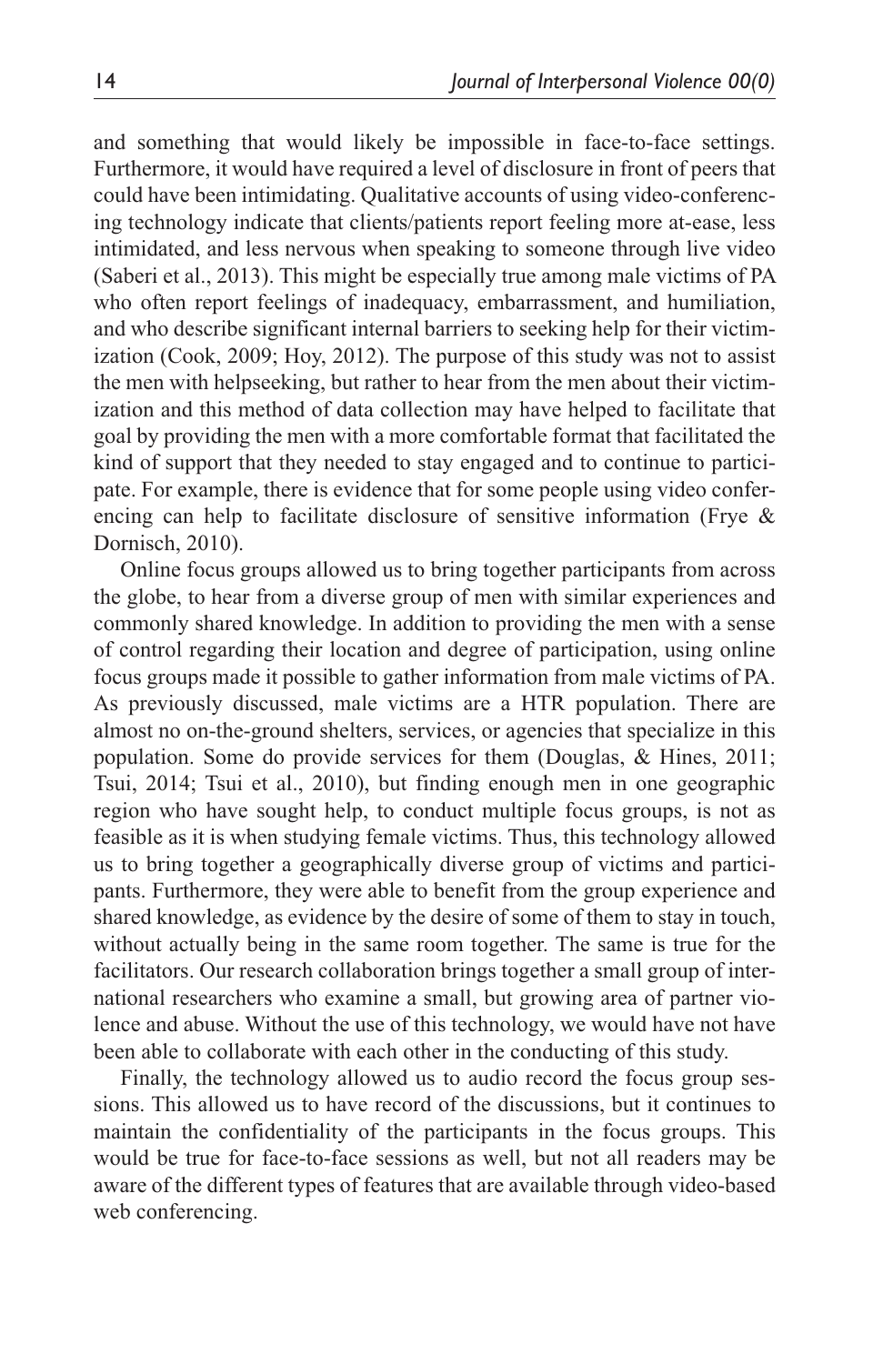and something that would likely be impossible in face-to-face settings. Furthermore, it would have required a level of disclosure in front of peers that could have been intimidating. Qualitative accounts of using video-conferencing technology indicate that clients/patients report feeling more at-ease, less intimidated, and less nervous when speaking to someone through live video (Saberi et al., 2013). This might be especially true among male victims of PA who often report feelings of inadequacy, embarrassment, and humiliation, and who describe significant internal barriers to seeking help for their victimization (Cook, 2009; Hoy, 2012). The purpose of this study was not to assist the men with helpseeking, but rather to hear from the men about their victimization and this method of data collection may have helped to facilitate that goal by providing the men with a more comfortable format that facilitated the kind of support that they needed to stay engaged and to continue to participate. For example, there is evidence that for some people using video conferencing can help to facilitate disclosure of sensitive information (Frye & Dornisch, 2010).

Online focus groups allowed us to bring together participants from across the globe, to hear from a diverse group of men with similar experiences and commonly shared knowledge. In addition to providing the men with a sense of control regarding their location and degree of participation, using online focus groups made it possible to gather information from male victims of PA. As previously discussed, male victims are a HTR population. There are almost no on-the-ground shelters, services, or agencies that specialize in this population. Some do provide services for them (Douglas, & Hines, 2011; Tsui, 2014; Tsui et al., 2010), but finding enough men in one geographic region who have sought help, to conduct multiple focus groups, is not as feasible as it is when studying female victims. Thus, this technology allowed us to bring together a geographically diverse group of victims and participants. Furthermore, they were able to benefit from the group experience and shared knowledge, as evidence by the desire of some of them to stay in touch, without actually being in the same room together. The same is true for the facilitators. Our research collaboration brings together a small group of international researchers who examine a small, but growing area of partner violence and abuse. Without the use of this technology, we would have not have been able to collaborate with each other in the conducting of this study.

Finally, the technology allowed us to audio record the focus group sessions. This allowed us to have record of the discussions, but it continues to maintain the confidentiality of the participants in the focus groups. This would be true for face-to-face sessions as well, but not all readers may be aware of the different types of features that are available through video-based web conferencing.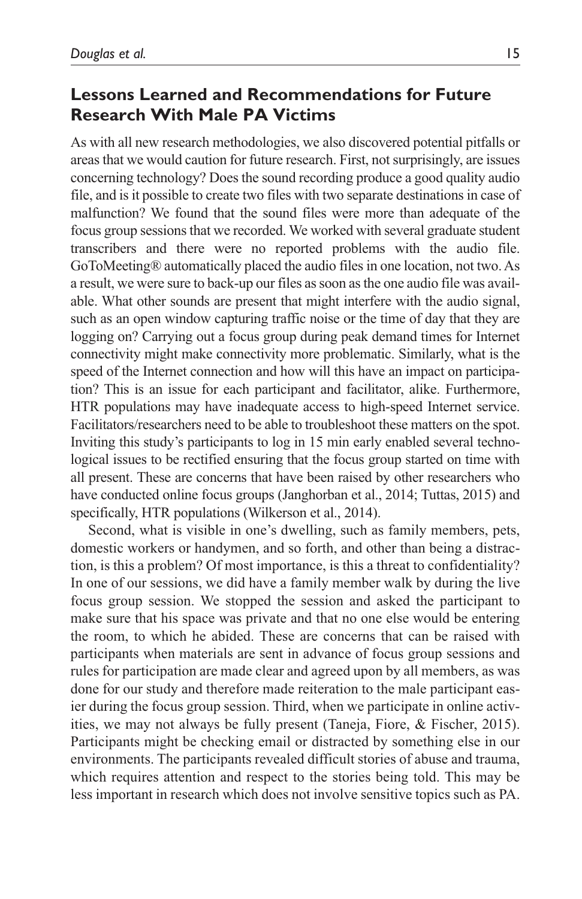## Lessons Learned and Recommendations for Future Research With Male PA Victims

As with all new research methodologies, we also discovered potential pitfalls or areas that we would caution for future research. First, not surprisingly, are issues concerning technology? Does the sound recording produce a good quality audio file, and is it possible to create two files with two separate destinations in case of malfunction? We found that the sound files were more than adequate of the focus group sessions that we recorded. We worked with several graduate student transcribers and there were no reported problems with the audio file. GoToMeeting® automatically placed the audio files in one location, not two. As a result, we were sure to back-up our files as soon as the one audio file was available. What other sounds are present that might interfere with the audio signal, such as an open window capturing traffic noise or the time of day that they are logging on? Carrying out a focus group during peak demand times for Internet connectivity might make connectivity more problematic. Similarly, what is the speed of the Internet connection and how will this have an impact on participation? This is an issue for each participant and facilitator, alike. Furthermore, HTR populations may have inadequate access to high-speed Internet service. Facilitators/researchers need to be able to troubleshoot these matters on the spot. Inviting this study's participants to log in 15 min early enabled several technological issues to be rectified ensuring that the focus group started on time with all present. These are concerns that have been raised by other researchers who have conducted online focus groups (Janghorban et al., 2014; Tuttas, 2015) and specifically, HTR populations (Wilkerson et al., 2014).

Second, what is visible in one's dwelling, such as family members, pets, domestic workers or handymen, and so forth, and other than being a distraction, is this a problem? Of most importance, is this a threat to confidentiality? In one of our sessions, we did have a family member walk by during the live focus group session. We stopped the session and asked the participant to make sure that his space was private and that no one else would be entering the room, to which he abided. These are concerns that can be raised with participants when materials are sent in advance of focus group sessions and rules for participation are made clear and agreed upon by all members, as was done for our study and therefore made reiteration to the male participant easier during the focus group session. Third, when we participate in online activities, we may not always be fully present (Taneja, Fiore, & Fischer, 2015). Participants might be checking email or distracted by something else in our environments. The participants revealed difficult stories of abuse and trauma, which requires attention and respect to the stories being told. This may be less important in research which does not involve sensitive topics such as PA.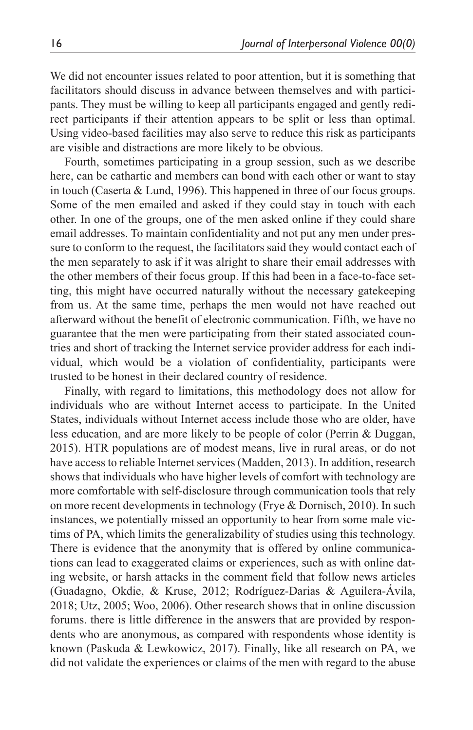We did not encounter issues related to poor attention, but it is something that facilitators should discuss in advance between themselves and with participants. They must be willing to keep all participants engaged and gently redirect participants if their attention appears to be split or less than optimal. Using video-based facilities may also serve to reduce this risk as participants are visible and distractions are more likely to be obvious.

Fourth, sometimes participating in a group session, such as we describe here, can be cathartic and members can bond with each other or want to stay in touch (Caserta & Lund, 1996). This happened in three of our focus groups. Some of the men emailed and asked if they could stay in touch with each other. In one of the groups, one of the men asked online if they could share email addresses. To maintain confidentiality and not put any men under pressure to conform to the request, the facilitators said they would contact each of the men separately to ask if it was alright to share their email addresses with the other members of their focus group. If this had been in a face-to-face setting, this might have occurred naturally without the necessary gatekeeping from us. At the same time, perhaps the men would not have reached out afterward without the benefit of electronic communication. Fifth, we have no guarantee that the men were participating from their stated associated countries and short of tracking the Internet service provider address for each individual, which would be a violation of confidentiality, participants were trusted to be honest in their declared country of residence.

Finally, with regard to limitations, this methodology does not allow for individuals who are without Internet access to participate. In the United States, individuals without Internet access include those who are older, have less education, and are more likely to be people of color (Perrin & Duggan, 2015). HTR populations are of modest means, live in rural areas, or do not have access to reliable Internet services (Madden, 2013). In addition, research shows that individuals who have higher levels of comfort with technology are more comfortable with self-disclosure through communication tools that rely on more recent developments in technology (Frye & Dornisch, 2010). In such instances, we potentially missed an opportunity to hear from some male victims of PA, which limits the generalizability of studies using this technology. There is evidence that the anonymity that is offered by online communications can lead to exaggerated claims or experiences, such as with online dating website, or harsh attacks in the comment field that follow news articles (Guadagno, Okdie, & Kruse, 2012; Rodríguez-Darias & Aguilera-Ávila, 2018; Utz, 2005; Woo, 2006). Other research shows that in online discussion forums. there is little difference in the answers that are provided by respondents who are anonymous, as compared with respondents whose identity is known (Paskuda & Lewkowicz, 2017). Finally, like all research on PA, we did not validate the experiences or claims of the men with regard to the abuse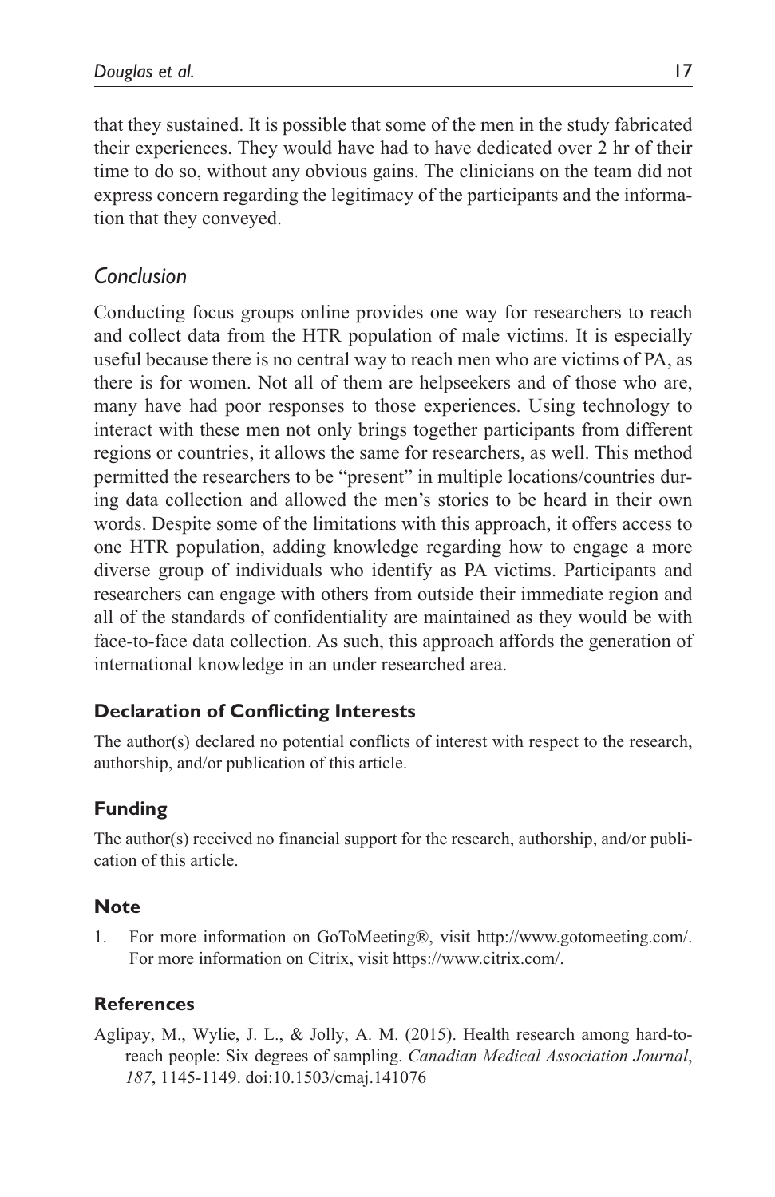that they sustained. It is possible that some of the men in the study fabricated their experiences. They would have had to have dedicated over 2 hr of their time to do so, without any obvious gains. The clinicians on the team did not express concern regarding the legitimacy of the participants and the information that they conveyed.

## *Conclusion*

Conducting focus groups online provides one way for researchers to reach and collect data from the HTR population of male victims. It is especially useful because there is no central way to reach men who are victims of PA, as there is for women. Not all of them are helpseekers and of those who are, many have had poor responses to those experiences. Using technology to interact with these men not only brings together participants from different regions or countries, it allows the same for researchers, as well. This method permitted the researchers to be "present" in multiple locations/countries during data collection and allowed the men's stories to be heard in their own words. Despite some of the limitations with this approach, it offers access to one HTR population, adding knowledge regarding how to engage a more diverse group of individuals who identify as PA victims. Participants and researchers can engage with others from outside their immediate region and all of the standards of confidentiality are maintained as they would be with face-to-face data collection. As such, this approach affords the generation of international knowledge in an under researched area.

### Declaration of Conflicting Interests

The author(s) declared no potential conflicts of interest with respect to the research, authorship, and/or publication of this article.

### Funding

The author(s) received no financial support for the research, authorship, and/or publication of this article.

### Note

1. For more information on GoToMeeting®, visit http://www.gotomeeting.com/. For more information on Citrix, visit https://www.citrix.com/.

### References

Aglipay, M., Wylie, J. L., & Jolly, A. M. (2015). Health research among hard-to-reach people: Six degrees of sampling. *Canadian Medical Association Journal*, *187*, 1145-1149. doi:10.1503/cmaj.141076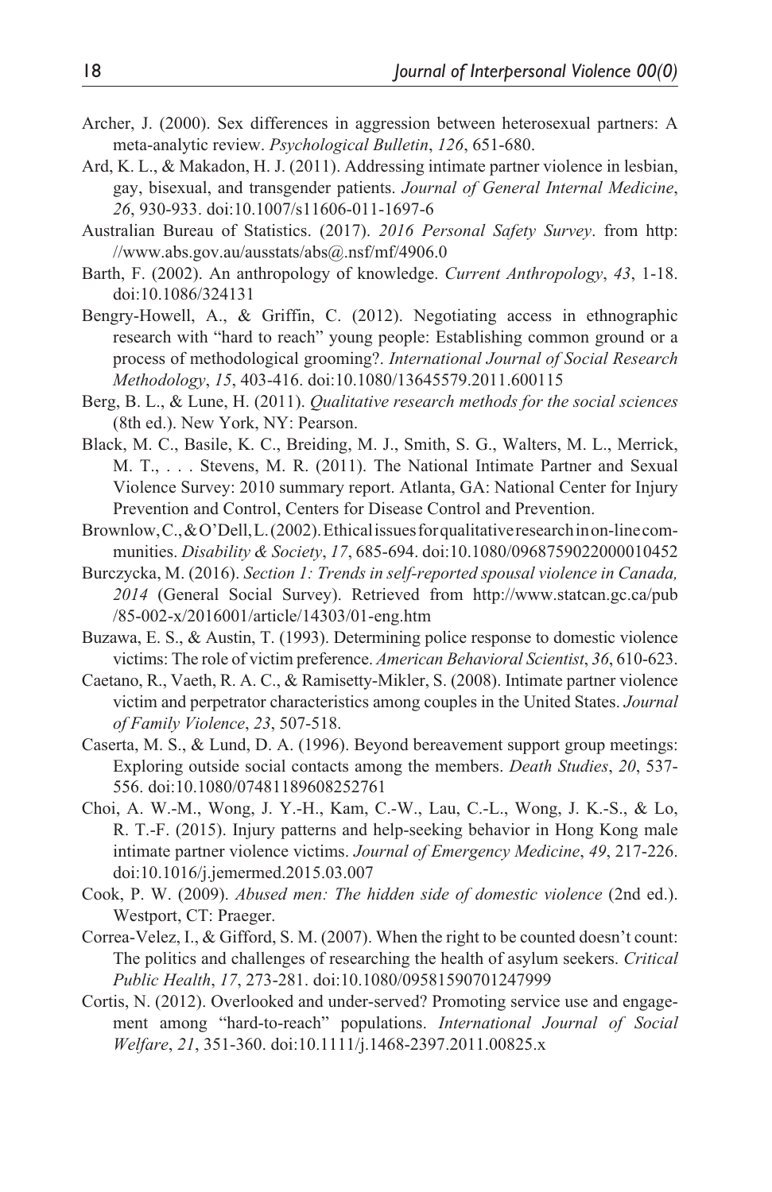Archer, J. (2000). Sex differences in aggression between heterosexual partners: A meta-analytic review. *Psychological Bulletin*, *126*, 651-680.

Ard, K. L., & Makadon, H. J. (2011). Addressing intimate partner violence in lesbian, gay, bisexual, and transgender patients. *Journal of General Internal Medicine*, *26*, 930-933. doi:10.1007/s11606-011-1697-6

Australian Bureau of Statistics. (2017). *2016 Personal Safety Survey*. from http://www.abs.gov.au/ausstats/abs@.nsf/mf/4906.0

Barth, F. (2002). An anthropology of knowledge. *Current Anthropology*, *43*, 1-18. doi:10.1086/324131

Bengry-Howell, A., & Griffin, C. (2012). Negotiating access in ethnographic research with "hard to reach" young people: Establishing common ground or a process of methodological grooming?. *International Journal of Social Research Methodology*, *15*, 403-416. doi:10.1080/13645579.2011.600115

Berg, B. L., & Lune, H. (2011). *Qualitative research methods for the social sciences* (8th ed.). New York, NY: Pearson.

Black, M. C., Basile, K. C., Breiding, M. J., Smith, S. G., Walters, M. L., Merrick, M. T., . . . Stevens, M. R. (2011). The National Intimate Partner and Sexual Violence Survey: 2010 summary report. Atlanta, GA: National Center for Injury Prevention and Control, Centers for Disease Control and Prevention.

Brownlow, C., & O'Dell, L. (2002). Ethical issues for qualitative research in on-line communities. *Disability & Society*, *17*, 685-694. doi:10.1080/0968759022000010452

Burczycka, M. (2016). *Section 1: Trends in self-reported spousal violence in Canada, 2014* (General Social Survey). Retrieved from http://www.statcan.gc.ca/pub/85-002-x/2016001/article/14303/01-eng.htm

Buzawa, E. S., & Austin, T. (1993). Determining police response to domestic violence victims: The role of victim preference. *American Behavioral Scientist*, *36*, 610-623.

Caetano, R., Vaeth, R. A. C., & Ramisetty-Mikler, S. (2008). Intimate partner violence victim and perpetrator characteristics among couples in the United States. *Journal of Family Violence*, *23*, 507-518.

Caserta, M. S., & Lund, D. A. (1996). Beyond bereavement support group meetings: Exploring outside social contacts among the members. *Death Studies*, *20*, 537-556. doi:10.1080/07481189608252761

Choi, A. W.-M., Wong, J. Y.-H., Kam, C.-W., Lau, C.-L., Wong, J. K.-S., & Lo, R. T.-F. (2015). Injury patterns and help-seeking behavior in Hong Kong male intimate partner violence victims. *Journal of Emergency Medicine*, *49*, 217-226. doi:10.1016/j.jemermed.2015.03.007

Cook, P. W. (2009). *Abused men: The hidden side of domestic violence* (2nd ed.). Westport, CT: Praeger.

Correa-Velez, I., & Gifford, S. M. (2007). When the right to be counted doesn't count: The politics and challenges of researching the health of asylum seekers. *Critical Public Health*, *17*, 273-281. doi:10.1080/09581590701247999

Cortis, N. (2012). Overlooked and under-served? Promoting service use and engagement among "hard-to-reach" populations. *International Journal of Social Welfare*, *21*, 351-360. doi:10.1111/j.1468-2397.2011.00825.x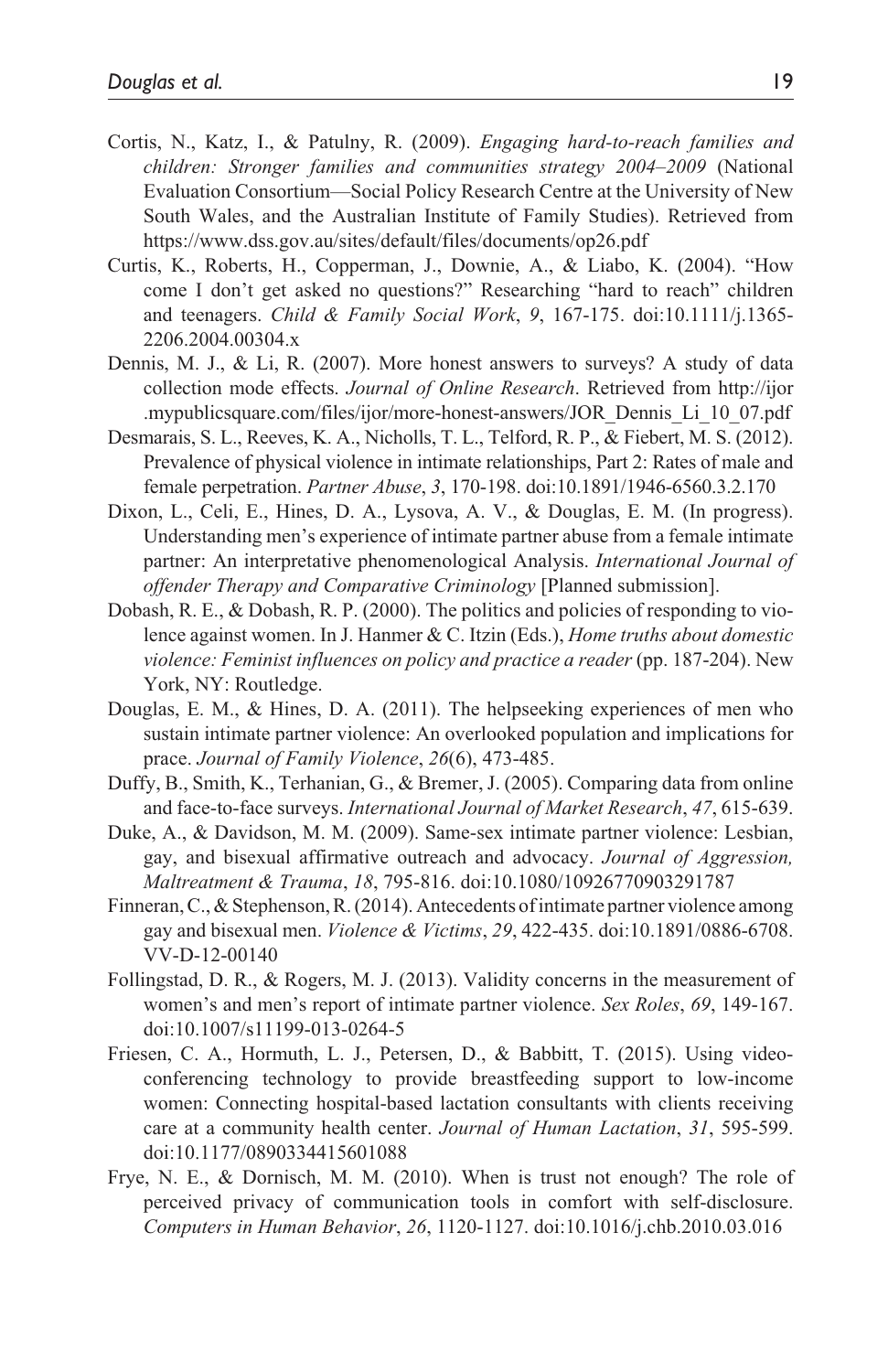Cortis, N., Katz, I., & Patulny, R. (2009). *Engaging hard-to-reach families and children: Stronger families and communities strategy 2004–2009* (National Evaluation Consortium—Social Policy Research Centre at the University of New South Wales, and the Australian Institute of Family Studies). Retrieved from https://www.dss.gov.au/sites/default/files/documents/op26.pdf

Curtis, K., Roberts, H., Copperman, J., Downie, A., & Liabo, K. (2004). "How come I don't get asked no questions?" Researching "hard to reach" children and teenagers. *Child & Family Social Work*, *9*, 167-175. doi:10.1111/j.1365-2206.2004.00304.x

Dennis, M. J., & Li, R. (2007). More honest answers to surveys? A study of data collection mode effects. *Journal of Online Research*. Retrieved from http://ijor.mypublicsquare.com/files/ijor/more-honest-answers/JOR_Dennis_Li_10_07.pdf

Desmarais, S. L., Reeves, K. A., Nicholls, T. L., Telford, R. P., & Fiebert, M. S. (2012). Prevalence of physical violence in intimate relationships, Part 2: Rates of male and female perpetration. *Partner Abuse*, *3*, 170-198. doi:10.1891/1946-6560.3.2.170

Dixon, L., Celi, E., Hines, D. A., Lysova, A. V., & Douglas, E. M. (In progress). Understanding men's experience of intimate partner abuse from a female intimate partner: An interpretative phenomenological Analysis. *International Journal of offender Therapy and Comparative Criminology* [Planned submission].

Dobash, R. E., & Dobash, R. P. (2000). The politics and policies of responding to violence against women. In J. Hanmer & C. Itzin (Eds.), *Home truths about domestic violence: Feminist influences on policy and practice a reader* (pp. 187-204). New York, NY: Routledge.

Douglas, E. M., & Hines, D. A. (2011). The helpseeking experiences of men who sustain intimate partner violence: An overlooked population and implications for prace. *Journal of Family Violence*, *26*(6), 473-485.

Duffy, B., Smith, K., Terhanian, G., & Bremer, J. (2005). Comparing data from online and face-to-face surveys. *International Journal of Market Research*, *47*, 615-639.

Duke, A., & Davidson, M. M. (2009). Same-sex intimate partner violence: Lesbian, gay, and bisexual affirmative outreach and advocacy. *Journal of Aggression, Maltreatment & Trauma*, *18*, 795-816. doi:10.1080/10926770903291787

Finneran, C., & Stephenson, R. (2014). Antecedents of intimate partner violence among gay and bisexual men. *Violence & Victims*, *29*, 422-435. doi:10.1891/0886-6708.VV-D-12-00140

Follingstad, D. R., & Rogers, M. J. (2013). Validity concerns in the measurement of women's and men's report of intimate partner violence. *Sex Roles*, *69*, 149-167. doi:10.1007/s11199-013-0264-5

Friesen, C. A., Hormuth, L. J., Petersen, D., & Babbitt, T. (2015). Using video-conferencing technology to provide breastfeeding support to low-income women: Connecting hospital-based lactation consultants with clients receiving care at a community health center. *Journal of Human Lactation*, *31*, 595-599. doi:10.1177/0890334415601088

Frye, N. E., & Dornisch, M. M. (2010). When is trust not enough? The role of perceived privacy of communication tools in comfort with self-disclosure. *Computers in Human Behavior*, *26*, 1120-1127. doi:10.1016/j.chb.2010.03.016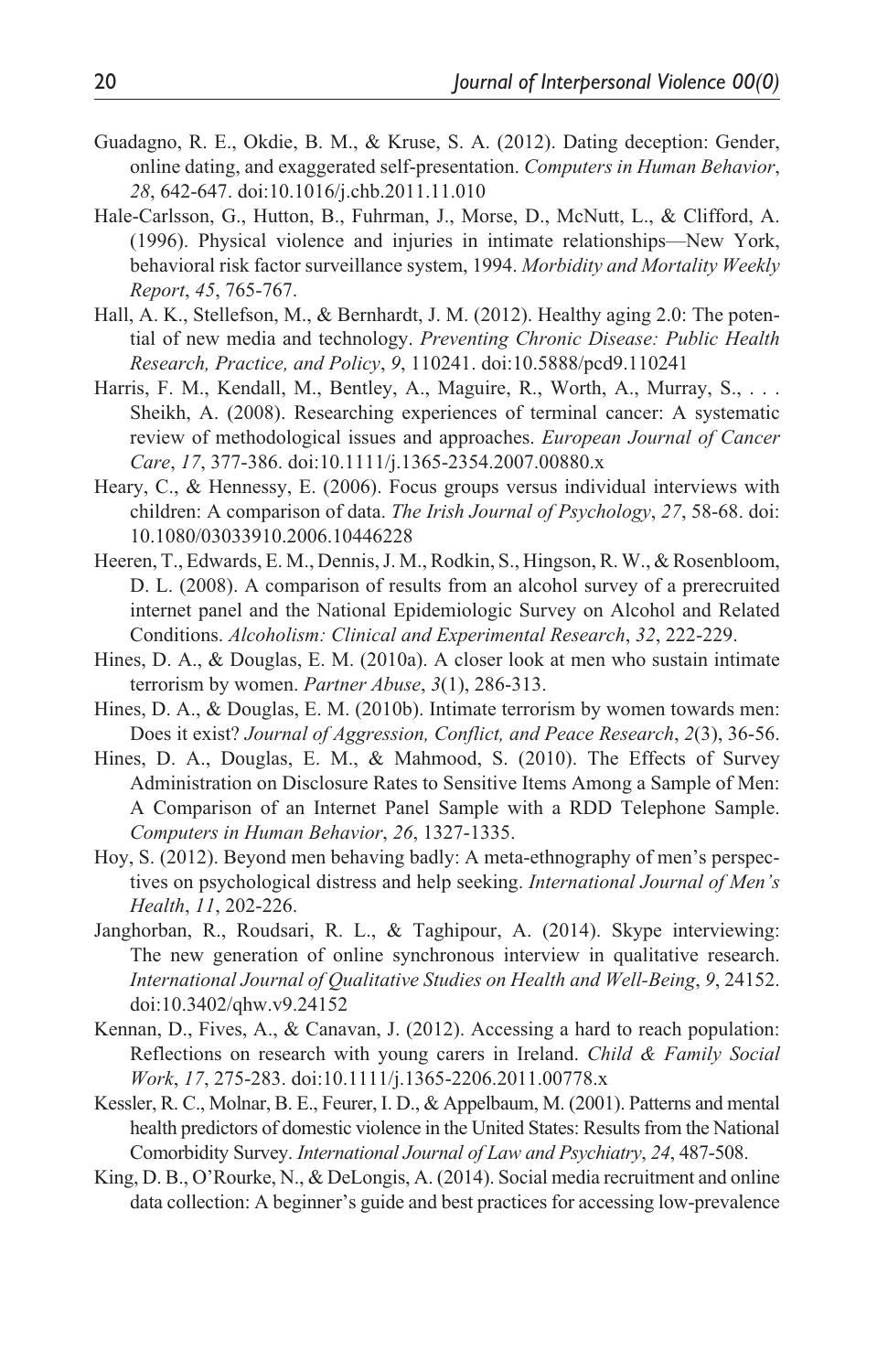Guadagno, R. E., Okdie, B. M., & Kruse, S. A. (2012). Dating deception: Gender, online dating, and exaggerated self-presentation. *Computers in Human Behavior*, *28*, 642-647. doi:10.1016/j.chb.2011.11.010

Hale-Carlsson, G., Hutton, B., Fuhrman, J., Morse, D., McNutt, L., & Clifford, A. (1996). Physical violence and injuries in intimate relationships—New York, behavioral risk factor surveillance system, 1994. *Morbidity and Mortality Weekly Report*, *45*, 765-767.

Hall, A. K., Stellefson, M., & Bernhardt, J. M. (2012). Healthy aging 2.0: The potential of new media and technology. *Preventing Chronic Disease: Public Health Research, Practice, and Policy*, *9*, 110241. doi:10.5888/pcd9.110241

Harris, F. M., Kendall, M., Bentley, A., Maguire, R., Worth, A., Murray, S., . . . Sheikh, A. (2008). Researching experiences of terminal cancer: A systematic review of methodological issues and approaches. *European Journal of Cancer Care*, *17*, 377-386. doi:10.1111/j.1365-2354.2007.00880.x

Heary, C., & Hennessy, E. (2006). Focus groups versus individual interviews with children: A comparison of data. *The Irish Journal of Psychology*, *27*, 58-68. doi:10.1080/03033910.2006.10446228

Heeren, T., Edwards, E. M., Dennis, J. M., Rodkin, S., Hingson, R. W., & Rosenbloom, D. L. (2008). A comparison of results from an alcohol survey of a prerecruited internet panel and the National Epidemiologic Survey on Alcohol and Related Conditions. *Alcoholism: Clinical and Experimental Research*, *32*, 222-229.

Hines, D. A., & Douglas, E. M. (2010a). A closer look at men who sustain intimate terrorism by women. *Partner Abuse*, *3*(1), 286-313.

Hines, D. A., & Douglas, E. M. (2010b). Intimate terrorism by women towards men: Does it exist? *Journal of Aggression, Conflict, and Peace Research*, *2*(3), 36-56.

Hines, D. A., Douglas, E. M., & Mahmood, S. (2010). The Effects of Survey Administration on Disclosure Rates to Sensitive Items Among a Sample of Men: A Comparison of an Internet Panel Sample with a RDD Telephone Sample. *Computers in Human Behavior*, *26*, 1327-1335.

Hoy, S. (2012). Beyond men behaving badly: A meta-ethnography of men's perspectives on psychological distress and help seeking. *International Journal of Men's Health*, *11*, 202-226.

Janghorban, R., Roudsari, R. L., & Taghipour, A. (2014). Skype interviewing: The new generation of online synchronous interview in qualitative research. *International Journal of Qualitative Studies on Health and Well-Being*, *9*, 24152. doi:10.3402/qhw.v9.24152

Kennan, D., Fives, A., & Canavan, J. (2012). Accessing a hard to reach population: Reflections on research with young carers in Ireland. *Child & Family Social Work*, *17*, 275-283. doi:10.1111/j.1365-2206.2011.00778.x

Kessler, R. C., Molnar, B. E., Feurer, I. D., & Appelbaum, M. (2001). Patterns and mental health predictors of domestic violence in the United States: Results from the National Comorbidity Survey. *International Journal of Law and Psychiatry*, *24*, 487-508.

King, D. B., O'Rourke, N., & DeLongis, A. (2014). Social media recruitment and online data collection: A beginner's guide and best practices for accessing low-prevalence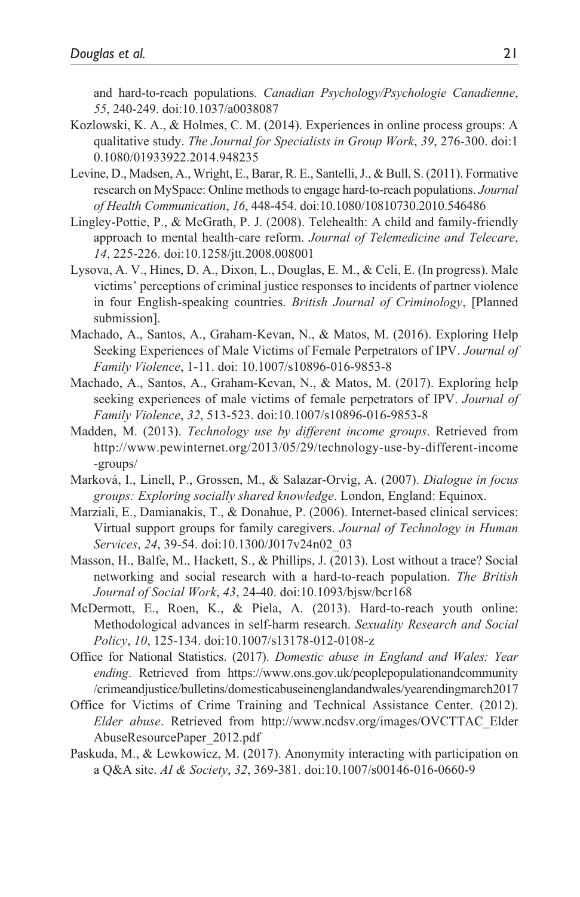and hard-to-reach populations. *Canadian Psychology/Psychologie Canadienne*, *55*, 240-249. doi:10.1037/a0038087

Kozlowski, K. A., & Holmes, C. M. (2014). Experiences in online process groups: A qualitative study. *The Journal for Specialists in Group Work*, *39*, 276-300. doi:10.1080/01933922.2014.948235

Levine, D., Madsen, A., Wright, E., Barar, R. E., Santelli, J., & Bull, S. (2011). Formative research on MySpace: Online methods to engage hard-to-reach populations. *Journal of Health Communication*, *16*, 448-454. doi:10.1080/10810730.2010.546486

Lingley-Pottie, P., & McGrath, P. J. (2008). Telehealth: A child and family-friendly approach to mental health-care reform. *Journal of Telemedicine and Telecare*, *14*, 225-226. doi:10.1258/jtt.2008.008001

Lysova, A. V., Hines, D. A., Dixon, L., Douglas, E. M., & Celi, E. (In progress). Male victims' perceptions of criminal justice responses to incidents of partner violence in four English-speaking countries. *British Journal of Criminology*, [Planned submission].

Machado, A., Santos, A., Graham-Kevan, N., & Matos, M. (2016). Exploring Help Seeking Experiences of Male Victims of Female Perpetrators of IPV. *Journal of Family Violence*, 1-11. doi: 10.1007/s10896-016-9853-8

Machado, A., Santos, A., Graham-Kevan, N., & Matos, M. (2017). Exploring help seeking experiences of male victims of female perpetrators of IPV. *Journal of Family Violence*, *32*, 513-523. doi:10.1007/s10896-016-9853-8

Madden, M. (2013). *Technology use by different income groups*. Retrieved from http://www.pewinternet.org/2013/05/29/technology-use-by-different-income-groups/

Marková, I., Linell, P., Grossen, M., & Salazar-Orvig, A. (2007). *Dialogue in focus groups: Exploring socially shared knowledge*. London, England: Equinox.

Marziali, E., Damianakis, T., & Donahue, P. (2006). Internet-based clinical services: Virtual support groups for family caregivers. *Journal of Technology in Human Services*, *24*, 39-54. doi:10.1300/J017v24n02_03

Masson, H., Balfe, M., Hackett, S., & Phillips, J. (2013). Lost without a trace? Social networking and social research with a hard-to-reach population. *The British Journal of Social Work*, *43*, 24-40. doi:10.1093/bjsw/bcr168

McDermott, E., Roen, K., & Piela, A. (2013). Hard-to-reach youth online: Methodological advances in self-harm research. *Sexuality Research and Social Policy*, *10*, 125-134. doi:10.1007/s13178-012-0108-z

Office for National Statistics. (2017). *Domestic abuse in England and Wales: Year ending*. Retrieved from https://www.ons.gov.uk/peoplepopulationandcommunity/crimeandjustice/bulletins/domesticabuseinenglandandwales/yearendingmarch2017

Office for Victims of Crime Training and Technical Assistance Center. (2012). *Elder abuse*. Retrieved from http://www.ncdsv.org/images/OVCTTAC_ElderAbuseResourcePaper_2012.pdf

Paskuda, M., & Lewkowicz, M. (2017). Anonymity interacting with participation on a Q&A site. *AI & Society*, *32*, 369-381. doi:10.1007/s00146-016-0660-9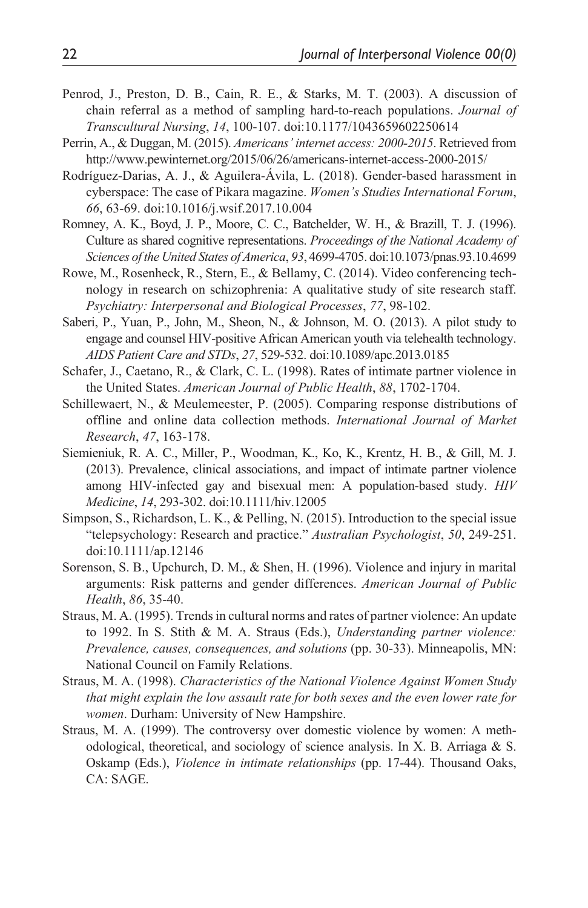Penrod, J., Preston, D. B., Cain, R. E., & Starks, M. T. (2003). A discussion of chain referral as a method of sampling hard-to-reach populations. *Journal of Transcultural Nursing*, *14*, 100-107. doi:10.1177/1043659602250614

Perrin, A., & Duggan, M. (2015). *Americans' internet access: 2000-2015*. Retrieved from http://www.pewinternet.org/2015/06/26/americans-internet-access-2000-2015/

Rodríguez-Darias, A. J., & Aguilera-Ávila, L. (2018). Gender-based harassment in cyberspace: The case of Pikara magazine. *Women's Studies International Forum*, *66*, 63-69. doi:10.1016/j.wsif.2017.10.004

Romney, A. K., Boyd, J. P., Moore, C. C., Batchelder, W. H., & Brazill, T. J. (1996). Culture as shared cognitive representations. *Proceedings of the National Academy of Sciences of the United States of America*, *93*, 4699-4705. doi:10.1073/pnas.93.10.4699

Rowe, M., Rosenheck, R., Stern, E., & Bellamy, C. (2014). Video conferencing technology in research on schizophrenia: A qualitative study of site research staff. *Psychiatry: Interpersonal and Biological Processes*, *77*, 98-102.

Saberi, P., Yuan, P., John, M., Sheon, N., & Johnson, M. O. (2013). A pilot study to engage and counsel HIV-positive African American youth via telehealth technology. *AIDS Patient Care and STDs*, *27*, 529-532. doi:10.1089/apc.2013.0185

Schafer, J., Caetano, R., & Clark, C. L. (1998). Rates of intimate partner violence in the United States. *American Journal of Public Health*, *88*, 1702-1704.

Schillewaert, N., & Meulemeester, P. (2005). Comparing response distributions of offline and online data collection methods. *International Journal of Market Research*, *47*, 163-178.

Siemieniuk, R. A. C., Miller, P., Woodman, K., Ko, K., Krentz, H. B., & Gill, M. J. (2013). Prevalence, clinical associations, and impact of intimate partner violence among HIV-infected gay and bisexual men: A population-based study. *HIV Medicine*, *14*, 293-302. doi:10.1111/hiv.12005

Simpson, S., Richardson, L. K., & Pelling, N. (2015). Introduction to the special issue "telepsychology: Research and practice." *Australian Psychologist*, *50*, 249-251. doi:10.1111/ap.12146

Sorenson, S. B., Upchurch, D. M., & Shen, H. (1996). Violence and injury in marital arguments: Risk patterns and gender differences. *American Journal of Public Health*, *86*, 35-40.

Straus, M. A. (1995). Trends in cultural norms and rates of partner violence: An update to 1992. In S. Stith & M. A. Straus (Eds.), *Understanding partner violence: Prevalence, causes, consequences, and solutions* (pp. 30-33). Minneapolis, MN: National Council on Family Relations.

Straus, M. A. (1998). *Characteristics of the National Violence Against Women Study that might explain the low assault rate for both sexes and the even lower rate for women*. Durham: University of New Hampshire.

Straus, M. A. (1999). The controversy over domestic violence by women: A methodological, theoretical, and sociology of science analysis. In X. B. Arriaga & S. Oskamp (Eds.), *Violence in intimate relationships* (pp. 17-44). Thousand Oaks, CA: SAGE.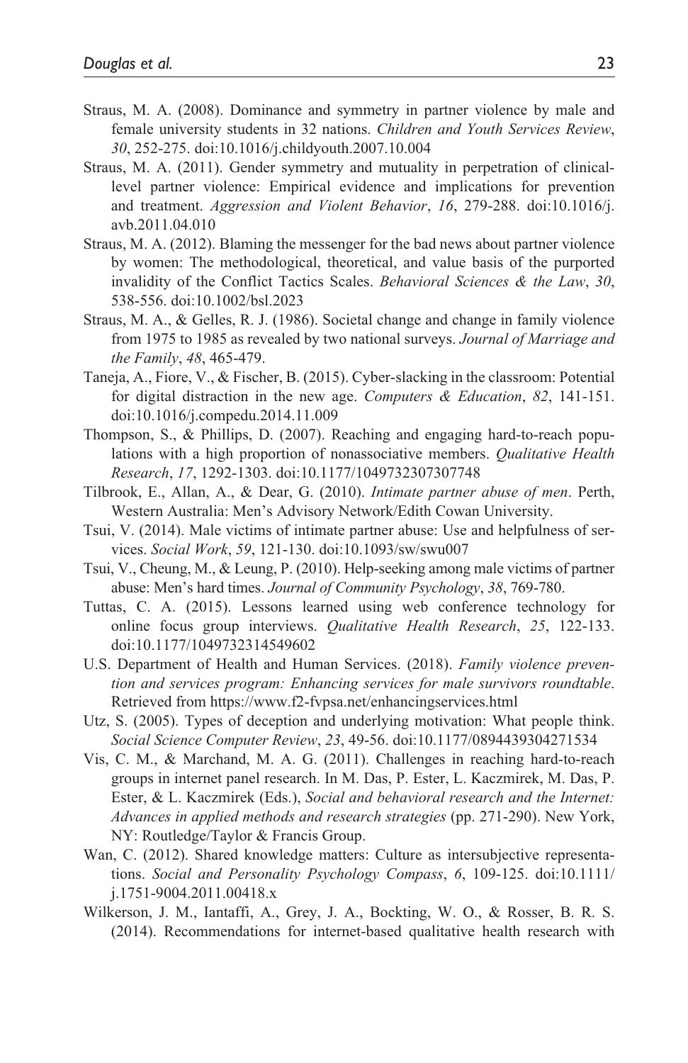Straus, M. A. (2008). Dominance and symmetry in partner violence by male and female university students in 32 nations. *Children and Youth Services Review*, *30*, 252-275. doi:10.1016/j.childyouth.2007.10.004

Straus, M. A. (2011). Gender symmetry and mutuality in perpetration of clinical-level partner violence: Empirical evidence and implications for prevention and treatment. *Aggression and Violent Behavior*, *16*, 279-288. doi:10.1016/j.avb.2011.04.010

Straus, M. A. (2012). Blaming the messenger for the bad news about partner violence by women: The methodological, theoretical, and value basis of the purported invalidity of the Conflict Tactics Scales. *Behavioral Sciences & the Law*, *30*, 538-556. doi:10.1002/bsl.2023

Straus, M. A., & Gelles, R. J. (1986). Societal change and change in family violence from 1975 to 1985 as revealed by two national surveys. *Journal of Marriage and the Family*, *48*, 465-479.

Taneja, A., Fiore, V., & Fischer, B. (2015). Cyber-slacking in the classroom: Potential for digital distraction in the new age. *Computers & Education*, *82*, 141-151. doi:10.1016/j.compedu.2014.11.009

Thompson, S., & Phillips, D. (2007). Reaching and engaging hard-to-reach populations with a high proportion of nonassociative members. *Qualitative Health Research*, *17*, 1292-1303. doi:10.1177/1049732307307748

Tilbrook, E., Allan, A., & Dear, G. (2010). *Intimate partner abuse of men*. Perth, Western Australia: Men's Advisory Network/Edith Cowan University.

Tsui, V. (2014). Male victims of intimate partner abuse: Use and helpfulness of services. *Social Work*, *59*, 121-130. doi:10.1093/sw/swu007

Tsui, V., Cheung, M., & Leung, P. (2010). Help-seeking among male victims of partner abuse: Men's hard times. *Journal of Community Psychology*, *38*, 769-780.

Tuttas, C. A. (2015). Lessons learned using web conference technology for online focus group interviews. *Qualitative Health Research*, *25*, 122-133. doi:10.1177/1049732314549602

U.S. Department of Health and Human Services. (2018). *Family violence prevention and services program: Enhancing services for male survivors roundtable*. Retrieved from https://www.f2-fvpsa.net/enhancingservices.html

Utz, S. (2005). Types of deception and underlying motivation: What people think. *Social Science Computer Review*, *23*, 49-56. doi:10.1177/0894439304271534

Vis, C. M., & Marchand, M. A. G. (2011). Challenges in reaching hard-to-reach groups in internet panel research. In M. Das, P. Ester, L. Kaczmirek, M. Das, P. Ester, & L. Kaczmirek (Eds.), *Social and behavioral research and the Internet: Advances in applied methods and research strategies* (pp. 271-290). New York, NY: Routledge/Taylor & Francis Group.

Wan, C. (2012). Shared knowledge matters: Culture as intersubjective representations. *Social and Personality Psychology Compass*, *6*, 109-125. doi:10.1111/j.1751-9004.2011.00418.x

Wilkerson, J. M., Iantaffi, A., Grey, J. A., Bockting, W. O., & Rosser, B. R. S. (2014). Recommendations for internet-based qualitative health research with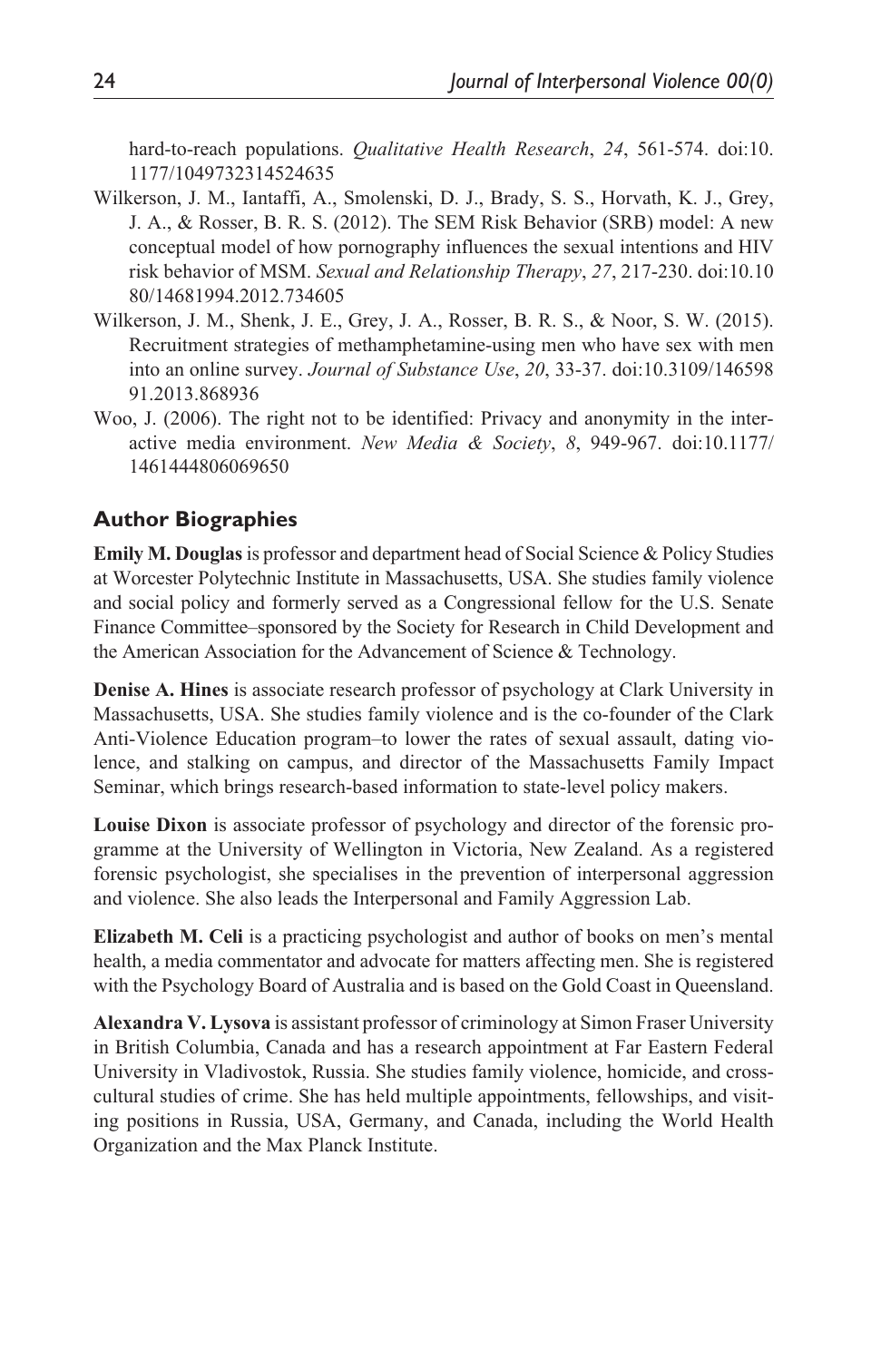hard-to-reach populations. *Qualitative Health Research*, *24*, 561-574. doi:10.1177/1049732314524635

Wilkerson, J. M., Iantaffi, A., Smolenski, D. J., Brady, S. S., Horvath, K. J., Grey, J. A., & Rosser, B. R. S. (2012). The SEM Risk Behavior (SRB) model: A new conceptual model of how pornography influences the sexual intentions and HIV risk behavior of MSM. *Sexual and Relationship Therapy*, *27*, 217-230. doi:10.1080/14681994.2012.734605

Wilkerson, J. M., Shenk, J. E., Grey, J. A., Rosser, B. R. S., & Noor, S. W. (2015). Recruitment strategies of methamphetamine-using men who have sex with men into an online survey. *Journal of Substance Use*, *20*, 33-37. doi:10.3109/14659891.2013.868936

Woo, J. (2006). The right not to be identified: Privacy and anonymity in the interactive media environment. *New Media & Society*, *8*, 949-967. doi:10.1177/1461444806069650

## Author Biographies

**Emily M. Douglas** is professor and department head of Social Science & Policy Studies at Worcester Polytechnic Institute in Massachusetts, USA. She studies family violence and social policy and formerly served as a Congressional fellow for the U.S. Senate Finance Committee–sponsored by the Society for Research in Child Development and the American Association for the Advancement of Science & Technology.

**Denise A. Hines** is associate research professor of psychology at Clark University in Massachusetts, USA. She studies family violence and is the co-founder of the Clark Anti-Violence Education program–to lower the rates of sexual assault, dating violence, and stalking on campus, and director of the Massachusetts Family Impact Seminar, which brings research-based information to state-level policy makers.

**Louise Dixon** is associate professor of psychology and director of the forensic programme at the University of Wellington in Victoria, New Zealand. As a registered forensic psychologist, she specialises in the prevention of interpersonal aggression and violence. She also leads the Interpersonal and Family Aggression Lab.

**Elizabeth M. Celi** is a practicing psychologist and author of books on men's mental health, a media commentator and advocate for matters affecting men. She is registered with the Psychology Board of Australia and is based on the Gold Coast in Queensland.

**Alexandra V. Lysova** is assistant professor of criminology at Simon Fraser University in British Columbia, Canada and has a research appointment at Far Eastern Federal University in Vladivostok, Russia. She studies family violence, homicide, and cross-cultural studies of crime. She has held multiple appointments, fellowships, and visiting positions in Russia, USA, Germany, and Canada, including the World Health Organization and the Max Planck Institute.